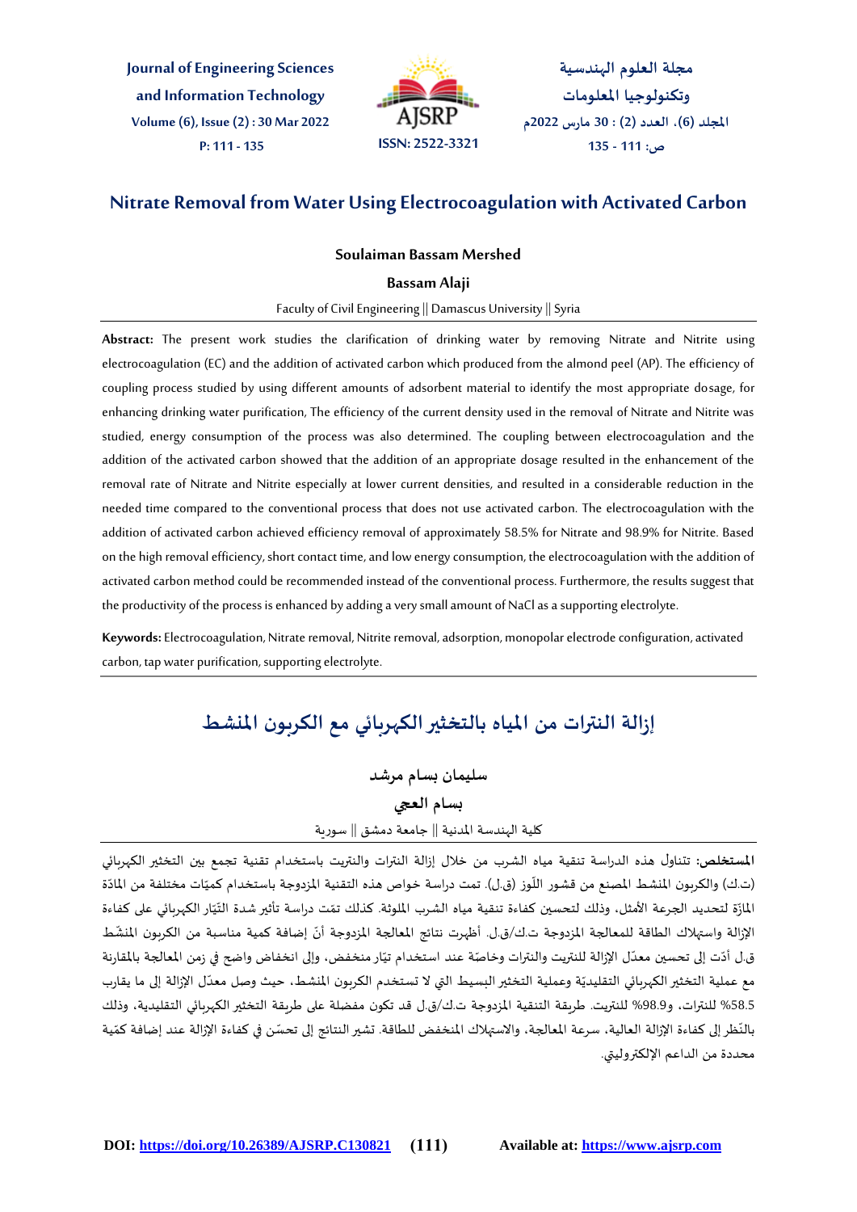# Nitrate Removal from Water Using Electrocoagulation with Activated Carbon

**Soulaiman Bassam Mershed**

**Bassam Alaji**

Faculty of Civil Engineering || Damascus University || Syria

**Abstract:** The present work studies the clarification of drinking water by removing Nitrate and Nitrite using electrocoagulation (EC) and the addition of activated carbon which produced from the almond peel (AP). The efficiency of coupling process studied by using different amounts of adsorbent material to identify the most appropriate dosage, for enhancing drinking water purification, The efficiency of the current density used in the removal of Nitrate and Nitrite was studied, energy consumption of the process was also determined. The coupling between electrocoagulation and the addition of the activated carbon showed that the addition of an appropriate dosage resulted in the enhancement of the removal rate of Nitrate and Nitrite especially at lower current densities, and resulted in a considerable reduction in the needed time compared to the conventional process that does not use activated carbon. The electrocoagulation with the addition of activated carbon achieved efficiency removal of approximately 58.5% for Nitrate and 98.9% for Nitrite. Based on the high removal efficiency, short contact time, and low energy consumption, the electrocoagulation with the addition of activated carbon method could be recommended instead of the conventional process. Furthermore, the results suggest that the productivity of the process is enhanced by adding a very small amount of NaCl as a supporting electrolyte.

**Keywords:** Electrocoagulation, Nitrate removal, Nitrite removal, adsorption, monopolar electrode configuration, activated carbon, tap water purification, supporting electrolyte.

# إزالة النترات من المياه بالتخثير الكهربائي مع الكربون المنشط

**سليمان بسام مرشد**

**بسام العجي**

كلية الهندسة المدنية || جامعة دمشق || سورية

**المستخلص:** تتناول هذه الدراسة تنقية مياه الشرب من خلال إزالة النترات والنتريت باستخدام تقنية تجمع بين التخثير الكهربائي (ت.ك) والكربون المنشط المصنع من قشور اللّوز (ق.ل). تمت دراسة خواص هذه التقنية المزدوجة باستخدام كميّات مختلفة من المادّة المازّة لتحديد الجرعة الأمثل، وذلك لتحسين كفاءة تنقية مياه الشرب الملوثة. كذلك تمّت دراسة تأثير شدة التّيّار الكهربائي على كفاءة الإزالة واستهلاك الطاقة للمعالجة المزدوجة ت.ك/ق.ل. أظهرت نتائج المعالجة المزدوجة أنّ إضافة كمية مناسبة من الكربون المنشّط ق.ل أدّت إلى تحسين معدّل الإزالة للنتريت والنترات وخاصّة عند استخدام تيّار منخفض، وإلى انخفاض واضح في زمن المعالجة بالمقارنة مع عملية التخثير الكهربائي التقليديّة وعملية التخثير البسيط التي لا تستخدم الكربون المنشط، حيث وصل معدّل الإزالة إلى ما يقارب 58.5% للنترات، و98.9% للنتريت. طريقة التنقية المزدوجة ت.ك/ق.ل قد تكون مفضلة على طريقة التخثير الكهربائي التقليدية، وذلك بالنّظر إلى كفاءة الإزالة العالية، سرعة المعالجة، والاستهلاك المنخفض للطاقة. تشير النتائج إلى تحسّن في كفاءة الإزالة عند إضافة كمّية محددة من الداعم الإلكتروليتي.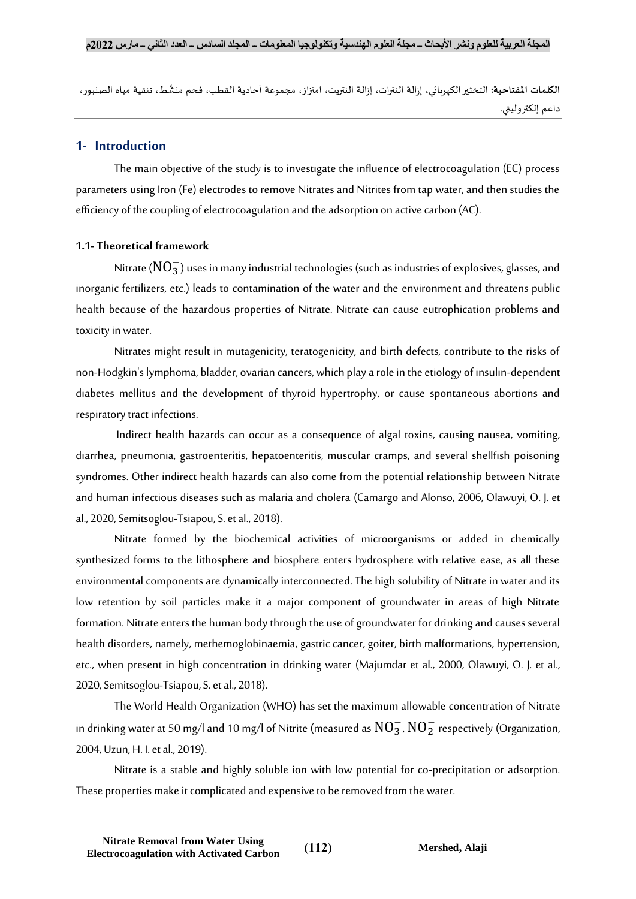**الكلمات المفتاحية:** التخثير الكهربائي، إزالة النترات، إزالة النتريت، امتزاز، مجموعة أحادية القطب، فحم منشَّط، تنقية مياه الصنبور، داعم إلكتروليتي.

## 1- Introduction

The main objective of the study is to investigate the influence of electrocoagulation (EC) process parameters using Iron (Fe) electrodes to remove Nitrates and Nitrites from tap water, and then studies the efficiency of the coupling of electrocoagulation and the adsorption on active carbon (AC).

### 1.1- Theoretical framework

Nitrate ($NO_3^-$) uses in many industrial technologies (such as industries of explosives, glasses, and inorganic fertilizers, etc.) leads to contamination of the water and the environment and threatens public health because of the hazardous properties of Nitrate. Nitrate can cause eutrophication problems and toxicity in water.

Nitrates might result in mutagenicity, teratogenicity, and birth defects, contribute to the risks of non-Hodgkin's lymphoma, bladder, ovarian cancers, which play a role in the etiology of insulin-dependent diabetes mellitus and the development of thyroid hypertrophy, or cause spontaneous abortions and respiratory tract infections.

Indirect health hazards can occur as a consequence of algal toxins, causing nausea, vomiting, diarrhea, pneumonia, gastroenteritis, hepatoenteritis, muscular cramps, and several shellfish poisoning syndromes. Other indirect health hazards can also come from the potential relationship between Nitrate and human infectious diseases such as malaria and cholera (Camargo and Alonso, 2006, Olawuyi, O. J. et al., 2020, Semitsoglou-Tsiapou, S. et al., 2018).

Nitrate formed by the biochemical activities of microorganisms or added in chemically synthesized forms to the lithosphere and biosphere enters hydrosphere with relative ease, as all these environmental components are dynamically interconnected. The high solubility of Nitrate in water and its low retention by soil particles make it a major component of groundwater in areas of high Nitrate formation. Nitrate enters the human body through the use of groundwater for drinking and causes several health disorders, namely, methemoglobinaemia, gastric cancer, goiter, birth malformations, hypertension, etc., when present in high concentration in drinking water (Majumdar et al., 2000, Olawuyi, O. J. et al., 2020, Semitsoglou-Tsiapou, S. et al., 2018).

The World Health Organization (WHO) has set the maximum allowable concentration of Nitrate in drinking water at 50 mg/l and 10 mg/l of Nitrite (measured as $NO_3^-$, $NO_2^-$ respectively (Organization, 2004, Uzun, H. I. et al., 2019).

Nitrate is a stable and highly soluble ion with low potential for co-precipitation or adsorption. These properties make it complicated and expensive to be removed from the water.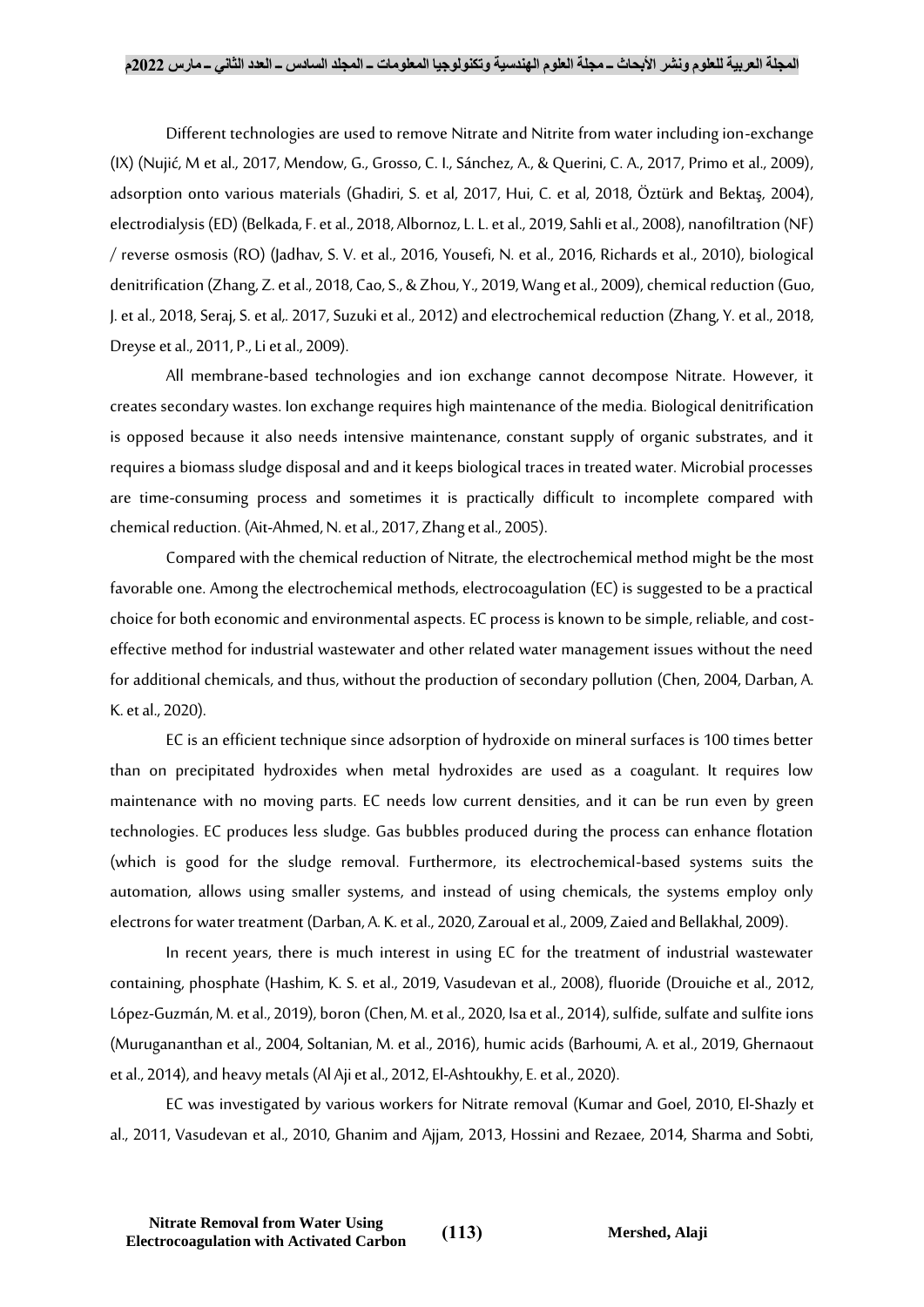Different technologies are used to remove Nitrate and Nitrite from water including ion-exchange (IX) (Nujić, M et al., 2017, Mendow, G., Grosso, C. I., Sánchez, A., & Querini, C. A., 2017, Primo et al., 2009), adsorption onto various materials (Ghadiri, S. et al, 2017, Hui, C. et al, 2018, Öztürk and Bektaş, 2004), electrodialysis (ED) (Belkada, F. et al., 2018, Albornoz, L. L. et al., 2019, Sahli et al., 2008), nanofiltration (NF) / reverse osmosis (RO) (Jadhav, S. V. et al., 2016, Yousefi, N. et al., 2016, Richards et al., 2010), biological denitrification (Zhang, Z. et al., 2018, Cao, S., & Zhou, Y., 2019, Wang et al., 2009), chemical reduction (Guo, J. et al., 2018, Seraj, S. et al,. 2017, Suzuki et al., 2012) and electrochemical reduction (Zhang, Y. et al., 2018, Dreyse et al., 2011, P., Li et al., 2009).

All membrane-based technologies and ion exchange cannot decompose Nitrate. However, it creates secondary wastes. Ion exchange requires high maintenance of the media. Biological denitrification is opposed because it also needs intensive maintenance, constant supply of organic substrates, and it requires a biomass sludge disposal and and it keeps biological traces in treated water. Microbial processes are time-consuming process and sometimes it is practically difficult to incomplete compared with chemical reduction. (Ait-Ahmed, N. et al., 2017, Zhang et al., 2005).

Compared with the chemical reduction of Nitrate, the electrochemical method might be the most favorable one. Among the electrochemical methods, electrocoagulation (EC) is suggested to be a practical choice for both economic and environmental aspects. EC process is known to be simple, reliable, and cost-effective method for industrial wastewater and other related water management issues without the need for additional chemicals, and thus, without the production of secondary pollution (Chen, 2004, Darban, A. K. et al., 2020).

EC is an efficient technique since adsorption of hydroxide on mineral surfaces is 100 times better than on precipitated hydroxides when metal hydroxides are used as a coagulant. It requires low maintenance with no moving parts. EC needs low current densities, and it can be run even by green technologies. EC produces less sludge. Gas bubbles produced during the process can enhance flotation (which is good for the sludge removal. Furthermore, its electrochemical-based systems suits the automation, allows using smaller systems, and instead of using chemicals, the systems employ only electrons for water treatment (Darban, A. K. et al., 2020, Zaroual et al., 2009, Zaied and Bellakhal, 2009).

In recent years, there is much interest in using EC for the treatment of industrial wastewater containing, phosphate (Hashim, K. S. et al., 2019, Vasudevan et al., 2008), fluoride (Drouiche et al., 2012, López-Guzmán, M. et al., 2019), boron (Chen, M. et al., 2020, Isa et al., 2014), sulfide, sulfate and sulfite ions (Murugananthan et al., 2004, Soltanian, M. et al., 2016), humic acids (Barhoumi, A. et al., 2019, Ghernaout et al., 2014), and heavy metals (Al Aji et al., 2012, El-Ashtoukhy, E. et al., 2020).

EC was investigated by various workers for Nitrate removal (Kumar and Goel, 2010, El-Shazly et al., 2011, Vasudevan et al., 2010, Ghanim and Ajjam, 2013, Hossini and Rezaee, 2014, Sharma and Sobti,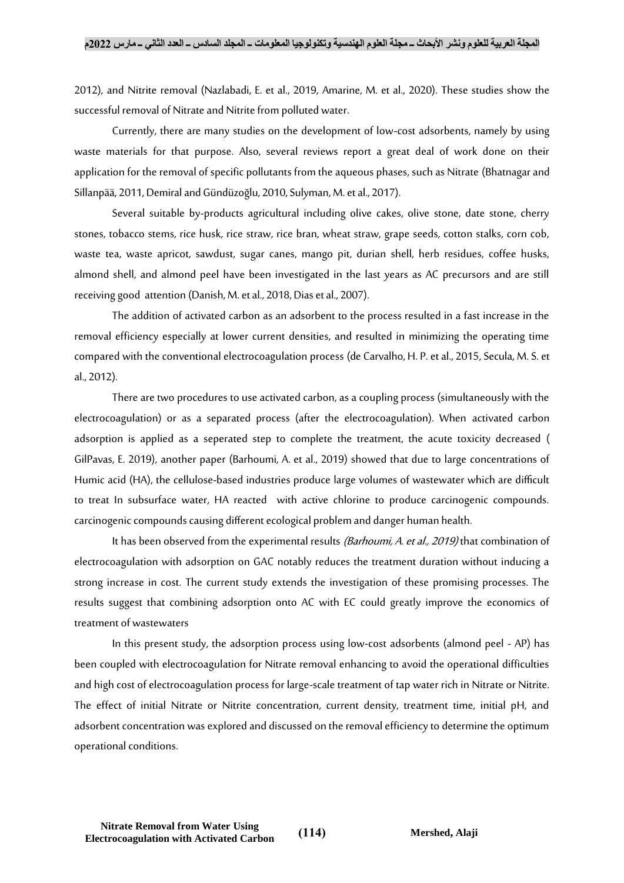2012), and Nitrite removal (Nazlabadi, E. et al., 2019, Amarine, M. et al., 2020). These studies show the successful removal of Nitrate and Nitrite from polluted water.

Currently, there are many studies on the development of low-cost adsorbents, namely by using waste materials for that purpose. Also, several reviews report a great deal of work done on their application for the removal of specific pollutants from the aqueous phases, such as Nitrate (Bhatnagar and Sillanpää, 2011, Demiral and Gündüzoğlu, 2010, Sulyman, M. et al., 2017).

Several suitable by-products agricultural including olive cakes, olive stone, date stone, cherry stones, tobacco stems, rice husk, rice straw, rice bran, wheat straw, grape seeds, cotton stalks, corn cob, waste tea, waste apricot, sawdust, sugar canes, mango pit, durian shell, herb residues, coffee husks, almond shell, and almond peel have been investigated in the last years as AC precursors and are still receiving good attention (Danish, M. et al., 2018, Dias et al., 2007).

The addition of activated carbon as an adsorbent to the process resulted in a fast increase in the removal efficiency especially at lower current densities, and resulted in minimizing the operating time compared with the conventional electrocoagulation process (de Carvalho, H. P. et al., 2015, Secula, M. S. et al., 2012).

There are two procedures to use activated carbon, as a coupling process (simultaneously with the electrocoagulation) or as a separated process (after the electrocoagulation). When activated carbon adsorption is applied as a seperated step to complete the treatment, the acute toxicity decreased ( GilPavas, E. 2019), another paper (Barhoumi, A. et al., 2019) showed that due to large concentrations of Humic acid (HA), the cellulose-based industries produce large volumes of wastewater which are difficult to treat In subsurface water, HA reacted with active chlorine to produce carcinogenic compounds. carcinogenic compounds causing different ecological problem and danger human health.

It has been observed from the experimental results *(Barhoumi, A. et al., 2019)* that combination of electrocoagulation with adsorption on GAC notably reduces the treatment duration without inducing a strong increase in cost. The current study extends the investigation of these promising processes. The results suggest that combining adsorption onto AC with EC could greatly improve the economics of treatment of wastewaters

In this present study, the adsorption process using low-cost adsorbents (almond peel - AP) has been coupled with electrocoagulation for Nitrate removal enhancing to avoid the operational difficulties and high cost of electrocoagulation process for large-scale treatment of tap water rich in Nitrate or Nitrite. The effect of initial Nitrate or Nitrite concentration, current density, treatment time, initial pH, and adsorbent concentration was explored and discussed on the removal efficiency to determine the optimum operational conditions.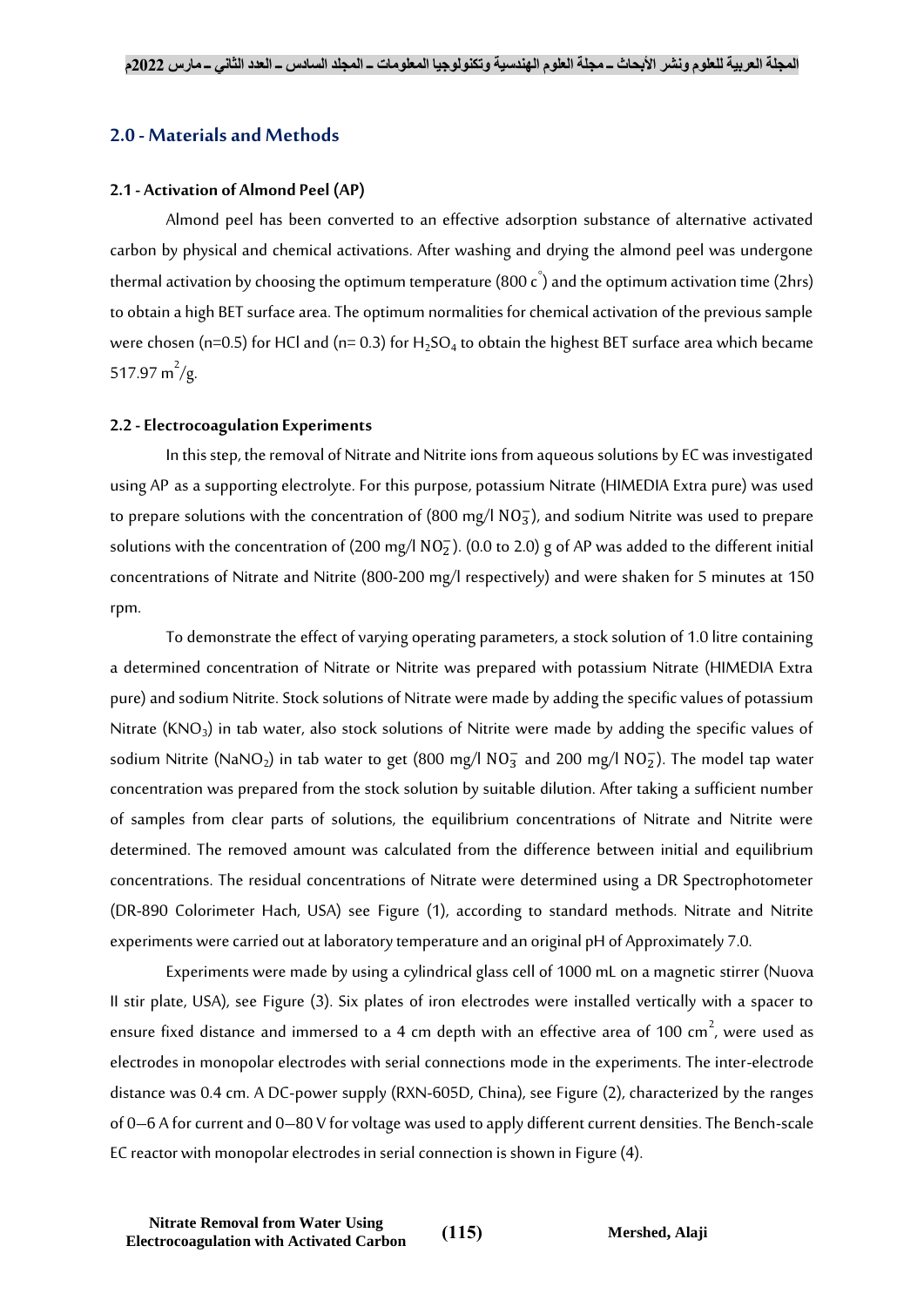## 2.0 - Materials and Methods

### 2.1 - Activation of Almond Peel (AP)

Almond peel has been converted to an effective adsorption substance of alternative activated carbon by physical and chemical activations. After washing and drying the almond peel was undergone thermal activation by choosing the optimum temperature (800 c$^{\circ}$) and the optimum activation time (2hrs) to obtain a high BET surface area. The optimum normalities for chemical activation of the previous sample were chosen (n=0.5) for HCl and (n= 0.3) for $H_2SO_4$ to obtain the highest BET surface area which became 517.97 $m^2/g$.

### 2.2 - Electrocoagulation Experiments

In this step, the removal of Nitrate and Nitrite ions from aqueous solutions by EC was investigated using AP as a supporting electrolyte. For this purpose, potassium Nitrate (HIMEDIA Extra pure) was used to prepare solutions with the concentration of (800 mg/l $NO_3^-$), and sodium Nitrite was used to prepare solutions with the concentration of (200 mg/l $NO_2^-$). (0.0 to 2.0) g of AP was added to the different initial concentrations of Nitrate and Nitrite (800-200 mg/l respectively) and were shaken for 5 minutes at 150 rpm.

To demonstrate the effect of varying operating parameters, a stock solution of 1.0 litre containing a determined concentration of Nitrate or Nitrite was prepared with potassium Nitrate (HIMEDIA Extra pure) and sodium Nitrite. Stock solutions of Nitrate were made by adding the specific values of potassium Nitrate ($KNO_3$) in tab water, also stock solutions of Nitrite were made by adding the specific values of sodium Nitrite ($NaNO_2$) in tab water to get (800 mg/l $NO_3^-$ and 200 mg/l $NO_2^-$). The model tap water concentration was prepared from the stock solution by suitable dilution. After taking a sufficient number of samples from clear parts of solutions, the equilibrium concentrations of Nitrate and Nitrite were determined. The removed amount was calculated from the difference between initial and equilibrium concentrations. The residual concentrations of Nitrate were determined using a DR Spectrophotometer (DR-890 Colorimeter Hach, USA) see Figure (1), according to standard methods. Nitrate and Nitrite experiments were carried out at laboratory temperature and an original pH of Approximately 7.0.

Experiments were made by using a cylindrical glass cell of 1000 mL on a magnetic stirrer (Nuova II stir plate, USA), see Figure (3). Six plates of iron electrodes were installed vertically with a spacer to ensure fixed distance and immersed to a 4 cm depth with an effective area of 100 $cm^2$, were used as electrodes in monopolar electrodes with serial connections mode in the experiments. The inter-electrode distance was 0.4 cm. A DC-power supply (RXN-605D, China), see Figure (2), characterized by the ranges of 0–6 A for current and 0–80 V for voltage was used to apply different current densities. The Bench-scale EC reactor with monopolar electrodes in serial connection is shown in Figure (4).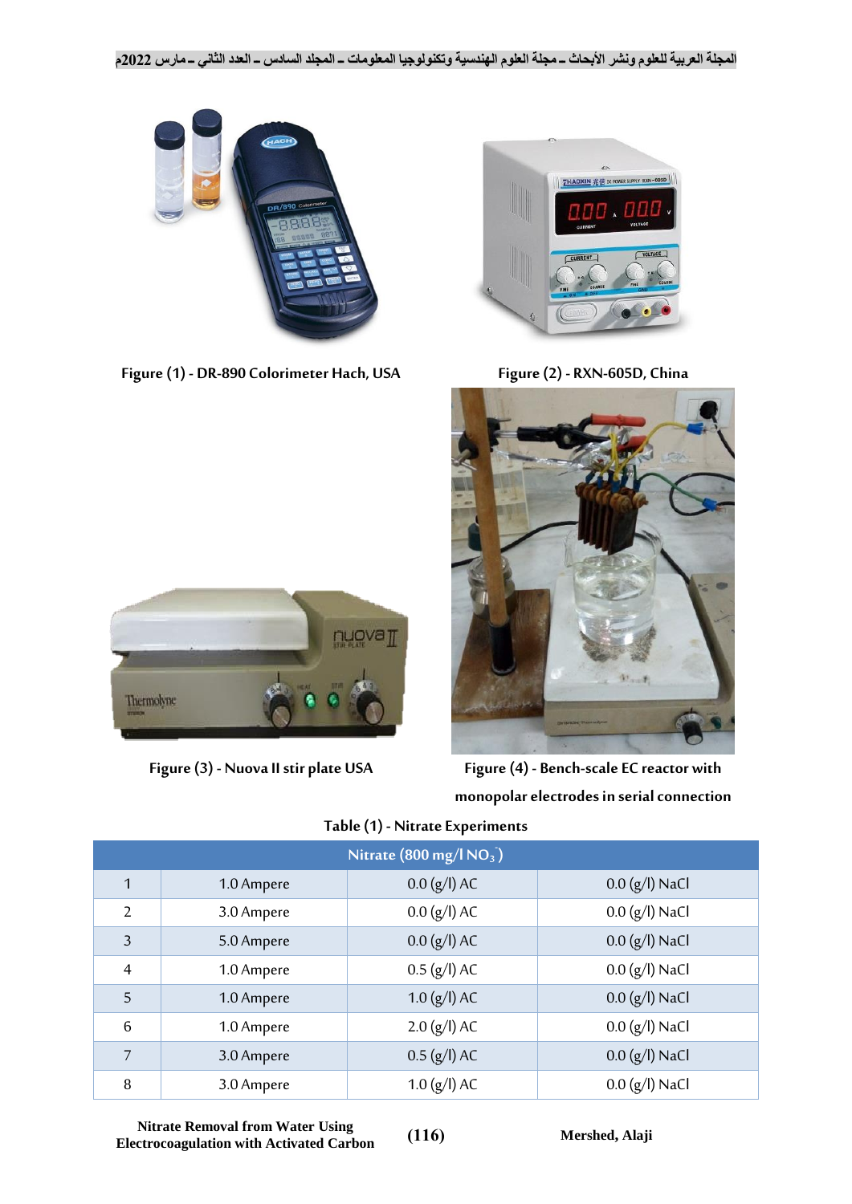Figure (1) - DR-890 Colorimeter Hach, USA

Figure (2) - RXN-605D, China

Figure (3) - Nuova II stir plate USA

Figure (4) - Bench-scale EC reactor with monopolar electrodes in serial connection

Table (1) - Nitrate Experiments

| Nitrate (800 mg/l $NO_3^-$) | | | |
|---|---|---|---|
| 1 | 1.0 Ampere | 0.0 (g/l) AC | 0.0 (g/l) NaCl |
| 2 | 3.0 Ampere | 0.0 (g/l) AC | 0.0 (g/l) NaCl |
| 3 | 5.0 Ampere | 0.0 (g/l) AC | 0.0 (g/l) NaCl |
| 4 | 1.0 Ampere | 0.5 (g/l) AC | 0.0 (g/l) NaCl |
| 5 | 1.0 Ampere | 1.0 (g/l) AC | 0.0 (g/l) NaCl |
| 6 | 1.0 Ampere | 2.0 (g/l) AC | 0.0 (g/l) NaCl |
| 7 | 3.0 Ampere | 0.5 (g/l) AC | 0.0 (g/l) NaCl |
| 8 | 3.0 Ampere | 1.0 (g/l) AC | 0.0 (g/l) NaCl |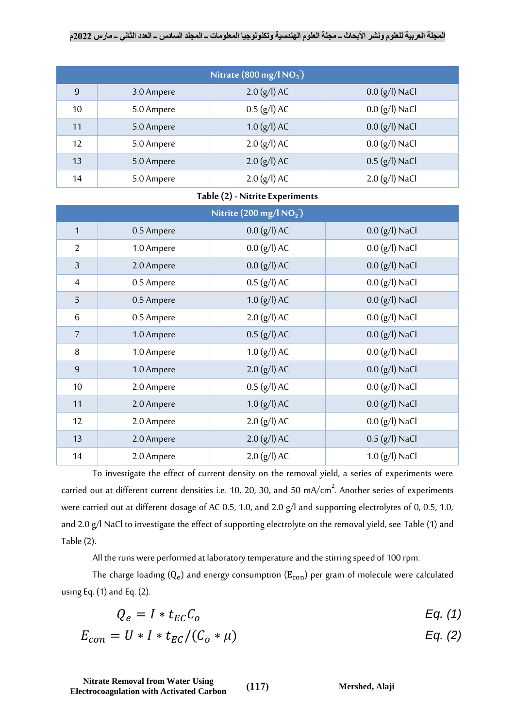| Nitrate (800 mg/l $NO_3^-$) | | | |
|---|---|---|---|
| 9 | 3.0 Ampere | 2.0 (g/l) AC | 0.0 (g/l) NaCl |
| 10 | 5.0 Ampere | 0.5 (g/l) AC | 0.0 (g/l) NaCl |
| 11 | 5.0 Ampere | 1.0 (g/l) AC | 0.0 (g/l) NaCl |
| 12 | 5.0 Ampere | 2.0 (g/l) AC | 0.0 (g/l) NaCl |
| 13 | 5.0 Ampere | 2.0 (g/l) AC | 0.5 (g/l) NaCl |
| 14 | 5.0 Ampere | 2.0 (g/l) AC | 2.0 (g/l) NaCl |

**Table (2) - Nitrite Experiments**

| Nitrite (200 mg/l $NO_2^-$) | | | |
|---|---|---|---|
| 1 | 0.5 Ampere | 0.0 (g/l) AC | 0.0 (g/l) NaCl |
| 2 | 1.0 Ampere | 0.0 (g/l) AC | 0.0 (g/l) NaCl |
| 3 | 2.0 Ampere | 0.0 (g/l) AC | 0.0 (g/l) NaCl |
| 4 | 0.5 Ampere | 0.5 (g/l) AC | 0.0 (g/l) NaCl |
| 5 | 0.5 Ampere | 1.0 (g/l) AC | 0.0 (g/l) NaCl |
| 6 | 0.5 Ampere | 2.0 (g/l) AC | 0.0 (g/l) NaCl |
| 7 | 1.0 Ampere | 0.5 (g/l) AC | 0.0 (g/l) NaCl |
| 8 | 1.0 Ampere | 1.0 (g/l) AC | 0.0 (g/l) NaCl |
| 9 | 1.0 Ampere | 2.0 (g/l) AC | 0.0 (g/l) NaCl |
| 10 | 2.0 Ampere | 0.5 (g/l) AC | 0.0 (g/l) NaCl |
| 11 | 2.0 Ampere | 1.0 (g/l) AC | 0.0 (g/l) NaCl |
| 12 | 2.0 Ampere | 2.0 (g/l) AC | 0.0 (g/l) NaCl |
| 13 | 2.0 Ampere | 2.0 (g/l) AC | 0.5 (g/l) NaCl |
| 14 | 2.0 Ampere | 2.0 (g/l) AC | 1.0 (g/l) NaCl |

To investigate the effect of current density on the removal yield, a series of experiments were carried out at different current densities i.e. 10, 20, 30, and 50 mA/$cm^2$. Another series of experiments were carried out at different dosage of AC 0.5, 1.0, and 2.0 g/l and supporting electrolytes of 0, 0.5, 1.0, and 2.0 g/l NaCl to investigate the effect of supporting electrolyte on the removal yield, see Table (1) and Table (2).

All the runs were performed at laboratory temperature and the stirring speed of 100 rpm.

The charge loading ($Q_e$) and energy consumption ($E_{con}$) per gram of molecule were calculated using Eq. (1) and Eq. (2).

$$Q_e = I * t_{EC} C_o \qquad Eq.\ (1)$$

$$E_{con} = U * I * t_{EC} / (C_o * \mu) \qquad Eq.\ (2)$$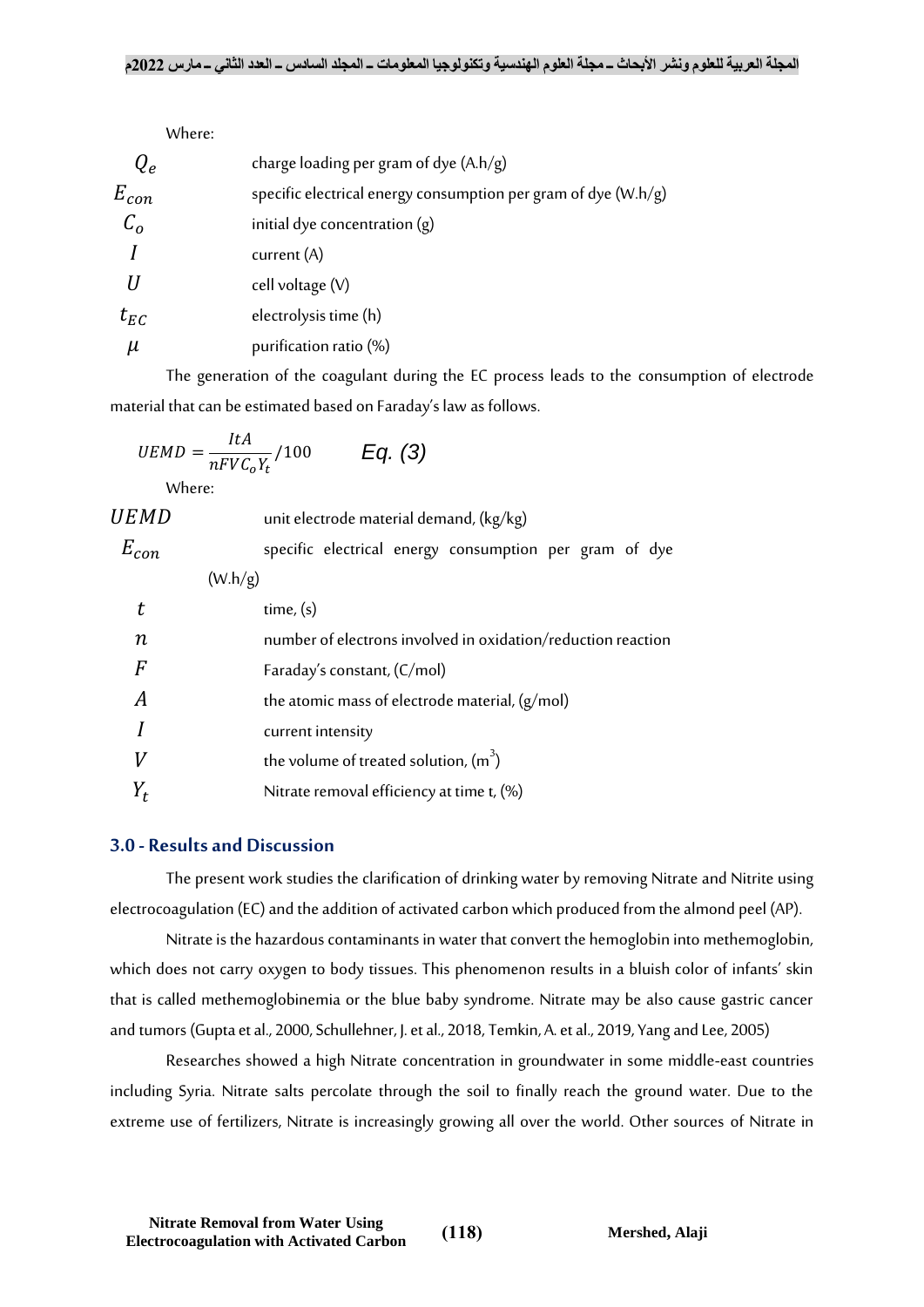Where:

| | |
|---|---|
| $Q_e$ | charge loading per gram of dye (A.h/g) |
| $E_{con}$ | specific electrical energy consumption per gram of dye (W.h/g) |
| $C_o$ | initial dye concentration (g) |
| $I$ | current (A) |
| $U$ | cell voltage (V) |
| $t_{EC}$ | electrolysis time (h) |
| $\mu$ | purification ratio (%) |

The generation of the coagulant during the EC process leads to the consumption of electrode material that can be estimated based on Faraday's law as follows.

$$UEMD = \frac{ItA}{nFVC_oY_t}/100 \qquad \textit{Eq. (3)}$$

Where:

| | |
|---|---|
| $UEMD$ | unit electrode material demand, (kg/kg) |
| $E_{con}$ | specific electrical energy consumption per gram of dye (W.h/g) |
| $t$ | time, (s) |
| $n$ | number of electrons involved in oxidation/reduction reaction |
| $F$ | Faraday's constant, (C/mol) |
| $A$ | the atomic mass of electrode material, (g/mol) |
| $I$ | current intensity |
| $V$ | the volume of treated solution, ($m^3$) |
| $Y_t$ | Nitrate removal efficiency at time t, (%) |

## 3.0 - Results and Discussion

The present work studies the clarification of drinking water by removing Nitrate and Nitrite using electrocoagulation (EC) and the addition of activated carbon which produced from the almond peel (AP).

Nitrate is the hazardous contaminants in water that convert the hemoglobin into methemoglobin, which does not carry oxygen to body tissues. This phenomenon results in a bluish color of infants' skin that is called methemoglobinemia or the blue baby syndrome. Nitrate may be also cause gastric cancer and tumors (Gupta et al., 2000, Schullehner, J. et al., 2018, Temkin, A. et al., 2019, Yang and Lee, 2005)

Researches showed a high Nitrate concentration in groundwater in some middle-east countries including Syria. Nitrate salts percolate through the soil to finally reach the ground water. Due to the extreme use of fertilizers, Nitrate is increasingly growing all over the world. Other sources of Nitrate in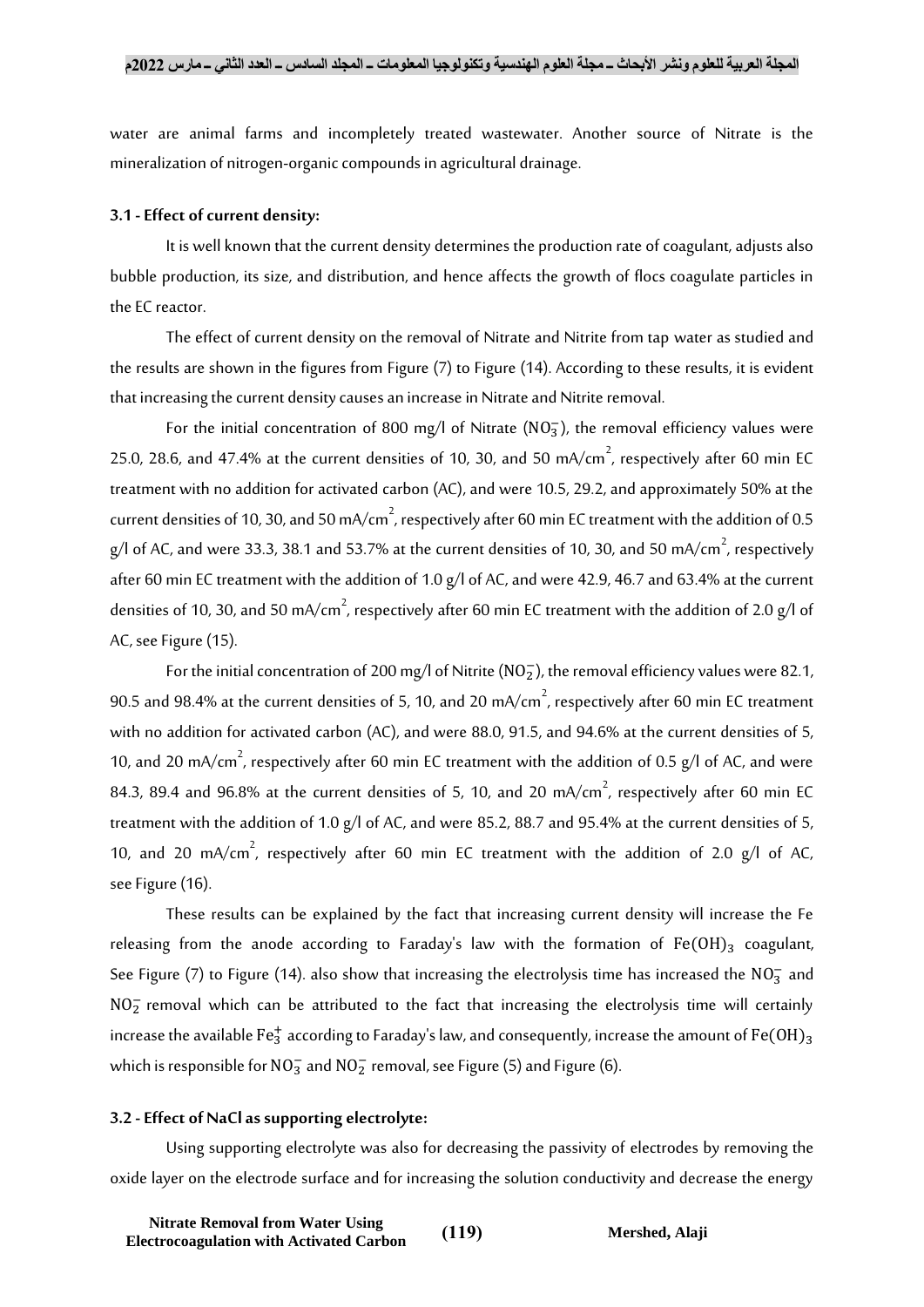water are animal farms and incompletely treated wastewater. Another source of Nitrate is the mineralization of nitrogen-organic compounds in agricultural drainage.

### 3.1 - Effect of current density:

It is well known that the current density determines the production rate of coagulant, adjusts also bubble production, its size, and distribution, and hence affects the growth of flocs coagulate particles in the EC reactor.

The effect of current density on the removal of Nitrate and Nitrite from tap water as studied and the results are shown in the figures from Figure (7) to Figure (14). According to these results, it is evident that increasing the current density causes an increase in Nitrate and Nitrite removal.

For the initial concentration of 800 mg/l of Nitrate ($NO_3^-$), the removal efficiency values were 25.0, 28.6, and 47.4% at the current densities of 10, 30, and 50 mA/cm$^2$, respectively after 60 min EC treatment with no addition for activated carbon (AC), and were 10.5, 29.2, and approximately 50% at the current densities of 10, 30, and 50 mA/cm$^2$, respectively after 60 min EC treatment with the addition of 0.5 g/l of AC, and were 33.3, 38.1 and 53.7% at the current densities of 10, 30, and 50 mA/cm$^2$, respectively after 60 min EC treatment with the addition of 1.0 g/l of AC, and were 42.9, 46.7 and 63.4% at the current densities of 10, 30, and 50 mA/cm$^2$, respectively after 60 min EC treatment with the addition of 2.0 g/l of AC, see Figure (15).

For the initial concentration of 200 mg/l of Nitrite ($NO_2^-$), the removal efficiency values were 82.1, 90.5 and 98.4% at the current densities of 5, 10, and 20 mA/cm$^2$, respectively after 60 min EC treatment with no addition for activated carbon (AC), and were 88.0, 91.5, and 94.6% at the current densities of 5, 10, and 20 mA/cm$^2$, respectively after 60 min EC treatment with the addition of 0.5 g/l of AC, and were 84.3, 89.4 and 96.8% at the current densities of 5, 10, and 20 mA/cm$^2$, respectively after 60 min EC treatment with the addition of 1.0 g/l of AC, and were 85.2, 88.7 and 95.4% at the current densities of 5, 10, and 20 mA/cm$^2$, respectively after 60 min EC treatment with the addition of 2.0 g/l of AC, see Figure (16).

These results can be explained by the fact that increasing current density will increase the Fe releasing from the anode according to Faraday's law with the formation of $Fe(OH)_3$ coagulant, See Figure (7) to Figure (14). also show that increasing the electrolysis time has increased the $NO_3^-$ and $NO_2^-$ removal which can be attributed to the fact that increasing the electrolysis time will certainly increase the available $Fe_3^+$ according to Faraday's law, and consequently, increase the amount of $Fe(OH)_3$ which is responsible for $NO_3^-$ and $NO_2^-$ removal, see Figure (5) and Figure (6).

### 3.2 - Effect of NaCl as supporting electrolyte:

Using supporting electrolyte was also for decreasing the passivity of electrodes by removing the oxide layer on the electrode surface and for increasing the solution conductivity and decrease the energy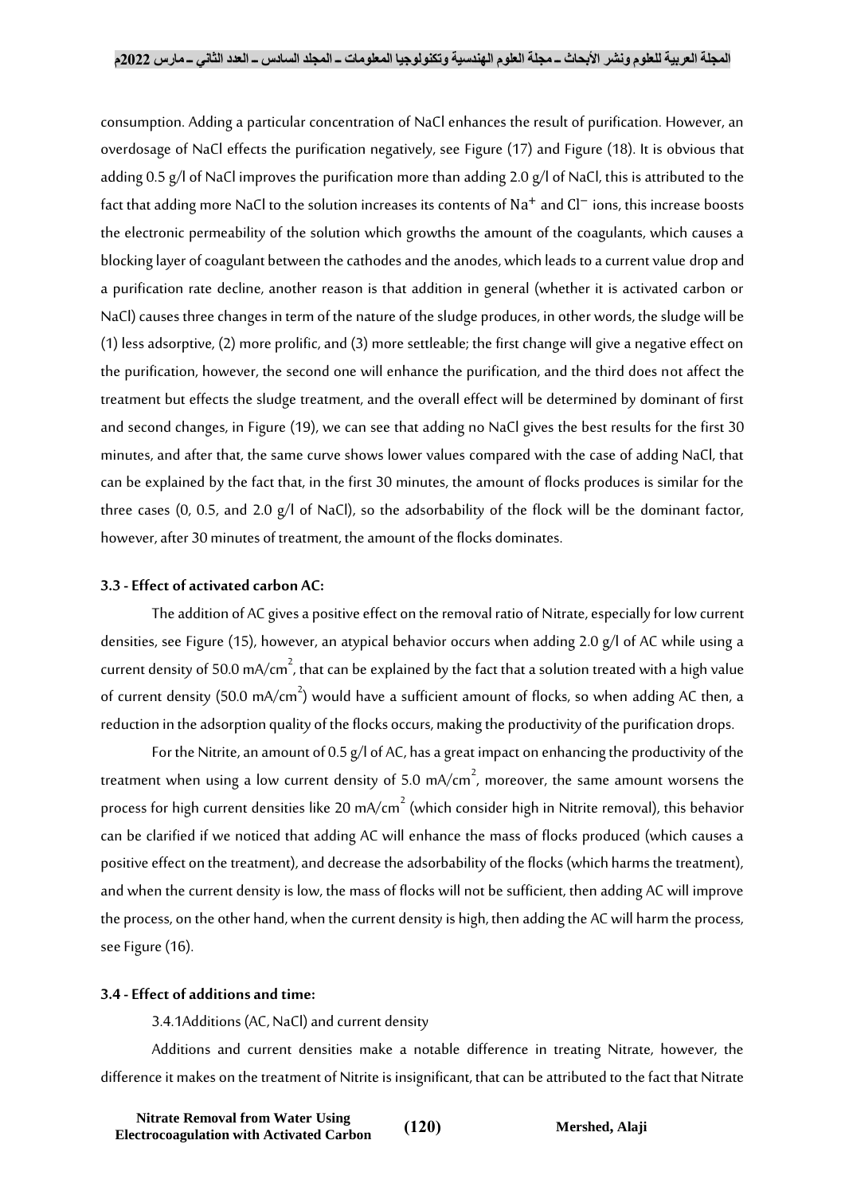consumption. Adding a particular concentration of NaCl enhances the result of purification. However, an overdosage of NaCl effects the purification negatively, see Figure (17) and Figure (18). It is obvious that adding 0.5 g/l of NaCl improves the purification more than adding 2.0 g/l of NaCl, this is attributed to the fact that adding more NaCl to the solution increases its contents of $Na^{+}$ and $Cl^{-}$ ions, this increase boosts the electronic permeability of the solution which growths the amount of the coagulants, which causes a blocking layer of coagulant between the cathodes and the anodes, which leads to a current value drop and a purification rate decline, another reason is that addition in general (whether it is activated carbon or NaCl) causes three changes in term of the nature of the sludge produces, in other words, the sludge will be (1) less adsorptive, (2) more prolific, and (3) more settleable; the first change will give a negative effect on the purification, however, the second one will enhance the purification, and the third does not affect the treatment but effects the sludge treatment, and the overall effect will be determined by dominant of first and second changes, in Figure (19), we can see that adding no NaCl gives the best results for the first 30 minutes, and after that, the same curve shows lower values compared with the case of adding NaCl, that can be explained by the fact that, in the first 30 minutes, the amount of flocks produces is similar for the three cases (0, 0.5, and 2.0 g/l of NaCl), so the adsorbability of the flock will be the dominant factor, however, after 30 minutes of treatment, the amount of the flocks dominates.

### 3.3 - Effect of activated carbon AC:

The addition of AC gives a positive effect on the removal ratio of Nitrate, especially for low current densities, see Figure (15), however, an atypical behavior occurs when adding 2.0 g/l of AC while using a current density of 50.0 $mA/cm^2$, that can be explained by the fact that a solution treated with a high value of current density (50.0 $mA/cm^2$) would have a sufficient amount of flocks, so when adding AC then, a reduction in the adsorption quality of the flocks occurs, making the productivity of the purification drops.

For the Nitrite, an amount of 0.5 g/l of AC, has a great impact on enhancing the productivity of the treatment when using a low current density of 5.0 $mA/cm^2$, moreover, the same amount worsens the process for high current densities like 20 $mA/cm^2$ (which consider high in Nitrite removal), this behavior can be clarified if we noticed that adding AC will enhance the mass of flocks produced (which causes a positive effect on the treatment), and decrease the adsorbability of the flocks (which harms the treatment), and when the current density is low, the mass of flocks will not be sufficient, then adding AC will improve the process, on the other hand, when the current density is high, then adding the AC will harm the process, see Figure (16).

### 3.4 - Effect of additions and time:

3.4.1Additions (AC, NaCl) and current density

Additions and current densities make a notable difference in treating Nitrate, however, the difference it makes on the treatment of Nitrite is insignificant, that can be attributed to the fact that Nitrate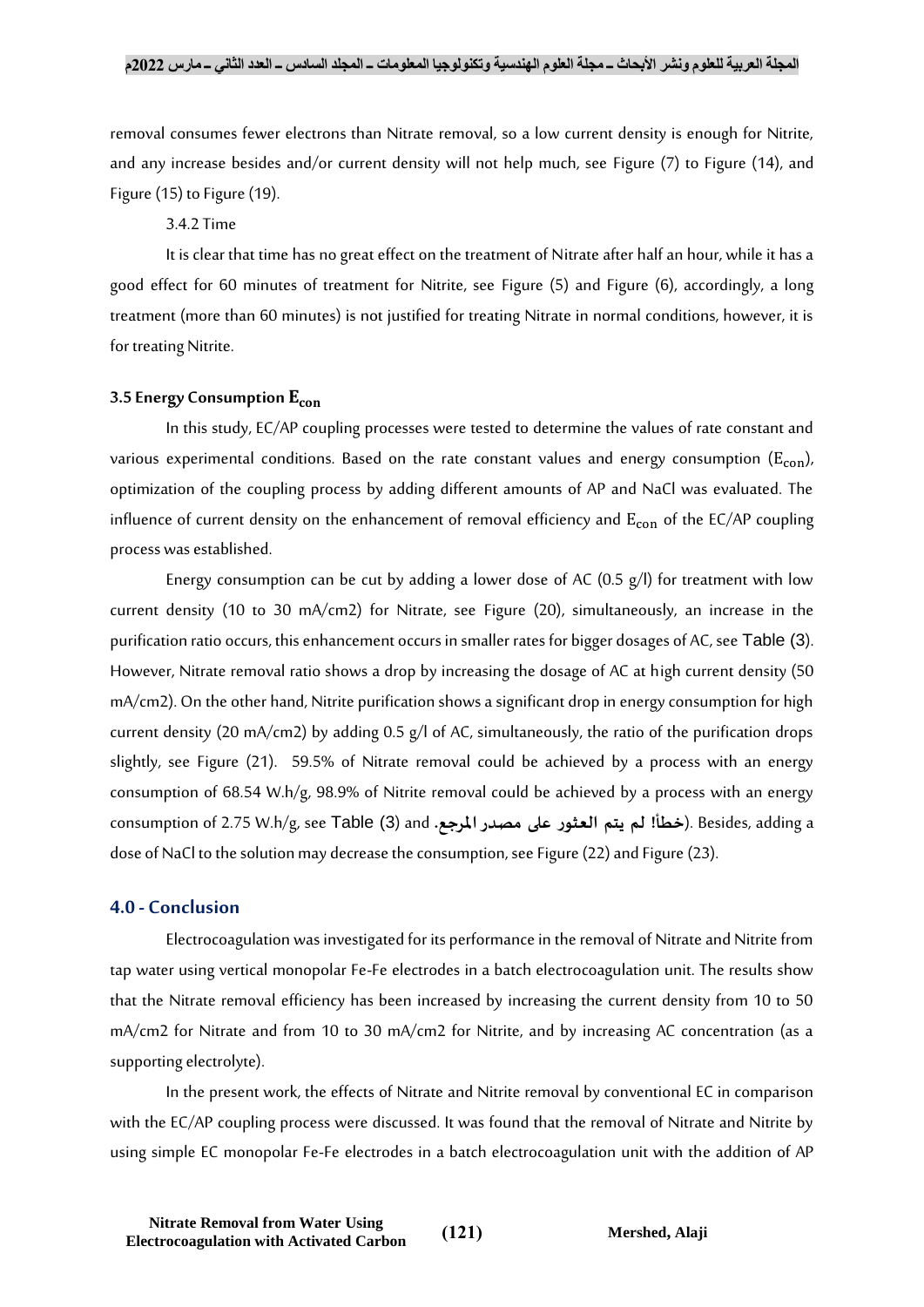removal consumes fewer electrons than Nitrate removal, so a low current density is enough for Nitrite, and any increase besides and/or current density will not help much, see Figure (7) to Figure (14), and Figure (15) to Figure (19).

3.4.2 Time

It is clear that time has no great effect on the treatment of Nitrate after half an hour, while it has a good effect for 60 minutes of treatment for Nitrite, see Figure (5) and Figure (6), accordingly, a long treatment (more than 60 minutes) is not justified for treating Nitrate in normal conditions, however, it is for treating Nitrite.

### 3.5 Energy Consumption $E_{con}$

In this study, EC/AP coupling processes were tested to determine the values of rate constant and various experimental conditions. Based on the rate constant values and energy consumption ($E_{con}$), optimization of the coupling process by adding different amounts of AP and NaCl was evaluated. The influence of current density on the enhancement of removal efficiency and $E_{con}$ of the EC/AP coupling process was established.

Energy consumption can be cut by adding a lower dose of AC (0.5 g/l) for treatment with low current density (10 to 30 mA/cm2) for Nitrate, see Figure (20), simultaneously, an increase in the purification ratio occurs, this enhancement occurs in smaller rates for bigger dosages of AC, see Table (3). However, Nitrate removal ratio shows a drop by increasing the dosage of AC at high current density (50 mA/cm2). On the other hand, Nitrite purification shows a significant drop in energy consumption for high current density (20 mA/cm2) by adding 0.5 g/l of AC, simultaneously, the ratio of the purification drops slightly, see Figure (21). 59.5% of Nitrate removal could be achieved by a process with an energy consumption of 68.54 W.h/g, 98.9% of Nitrite removal could be achieved by a process with an energy consumption of 2.75 W.h/g, see Table (3) and (خطأ! لم يتم العثور على مصدر المرجع.). Besides, adding a dose of NaCl to the solution may decrease the consumption, see Figure (22) and Figure (23).

## 4.0 - Conclusion

Electrocoagulation was investigated for its performance in the removal of Nitrate and Nitrite from tap water using vertical monopolar Fe-Fe electrodes in a batch electrocoagulation unit. The results show that the Nitrate removal efficiency has been increased by increasing the current density from 10 to 50 mA/cm2 for Nitrate and from 10 to 30 mA/cm2 for Nitrite, and by increasing AC concentration (as a supporting electrolyte).

In the present work, the effects of Nitrate and Nitrite removal by conventional EC in comparison with the EC/AP coupling process were discussed. It was found that the removal of Nitrate and Nitrite by using simple EC monopolar Fe-Fe electrodes in a batch electrocoagulation unit with the addition of AP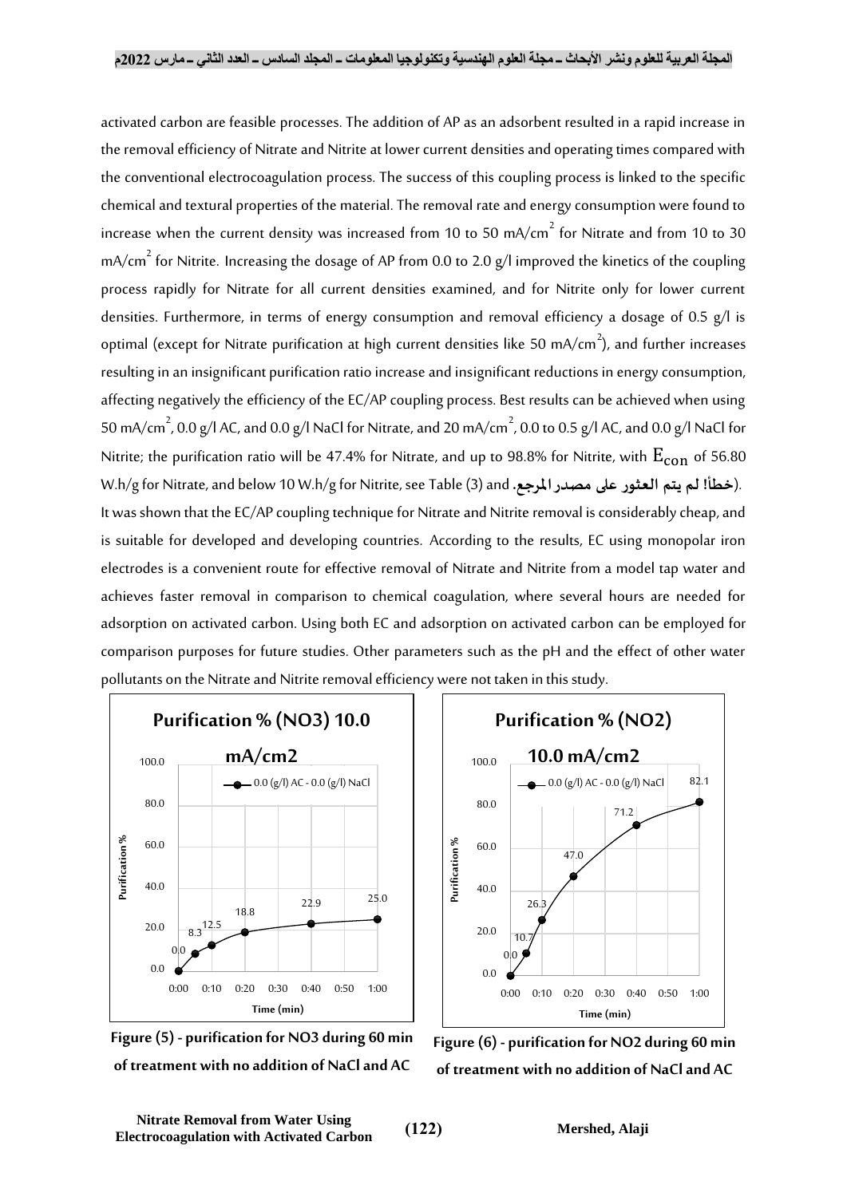activated carbon are feasible processes. The addition of AP as an adsorbent resulted in a rapid increase in the removal efficiency of Nitrate and Nitrite at lower current densities and operating times compared with the conventional electrocoagulation process. The success of this coupling process is linked to the specific chemical and textural properties of the material. The removal rate and energy consumption were found to increase when the current density was increased from 10 to 50 mA/cm$^2$ for Nitrate and from 10 to 30 mA/cm$^2$ for Nitrite. Increasing the dosage of AP from 0.0 to 2.0 g/l improved the kinetics of the coupling process rapidly for Nitrate for all current densities examined, and for Nitrite only for lower current densities. Furthermore, in terms of energy consumption and removal efficiency a dosage of 0.5 g/l is optimal (except for Nitrate purification at high current densities like 50 mA/cm$^2$), and further increases resulting in an insignificant purification ratio increase and insignificant reductions in energy consumption, affecting negatively the efficiency of the EC/AP coupling process. Best results can be achieved when using 50 mA/cm$^2$, 0.0 g/l AC, and 0.0 g/l NaCl for Nitrate, and 20 mA/cm$^2$, 0.0 to 0.5 g/l AC, and 0.0 g/l NaCl for Nitrite; the purification ratio will be 47.4% for Nitrate, and up to 98.8% for Nitrite, with $E_{con}$ of 56.80 W.h/g for Nitrate, and below 10 W.h/g for Nitrite, see Table (3) and (خطأ! لم يتم العثور على مصدر المرجع.).

It was shown that the EC/AP coupling technique for Nitrate and Nitrite removal is considerably cheap, and is suitable for developed and developing countries. According to the results, EC using monopolar iron electrodes is a convenient route for effective removal of Nitrate and Nitrite from a model tap water and achieves faster removal in comparison to chemical coagulation, where several hours are needed for adsorption on activated carbon. Using both EC and adsorption on activated carbon can be employed for comparison purposes for future studies. Other parameters such as the pH and the effect of other water pollutants on the Nitrate and Nitrite removal efficiency were not taken in this study.

**Purification % (NO3) 10.0 mA/cm2**

| Time (min) | 0:00 | 0:05 | 0:10 | 0:20 | 0:40 | 1:00 |
|---|---|---|---|---|---|---|
| 0.0 (g/l) AC - 0.0 (g/l) NaCl | 0.0 | 8.3 | 12.5 | 18.8 | 22.9 | 25.0 |

**Figure (5) - purification for NO3 during 60 min of treatment with no addition of NaCl and AC**

**Purification % (NO2) 10.0 mA/cm2**

| Time (min) | 0:00 | 0:05 | 0:10 | 0:20 | 0:40 | 1:00 |
|---|---|---|---|---|---|---|
| 0.0 (g/l) AC - 0.0 (g/l) NaCl | 0.0 | 10.7 | 26.3 | 47.0 | 71.2 | 82.1 |

**Figure (6) - purification for NO2 during 60 min of treatment with no addition of NaCl and AC**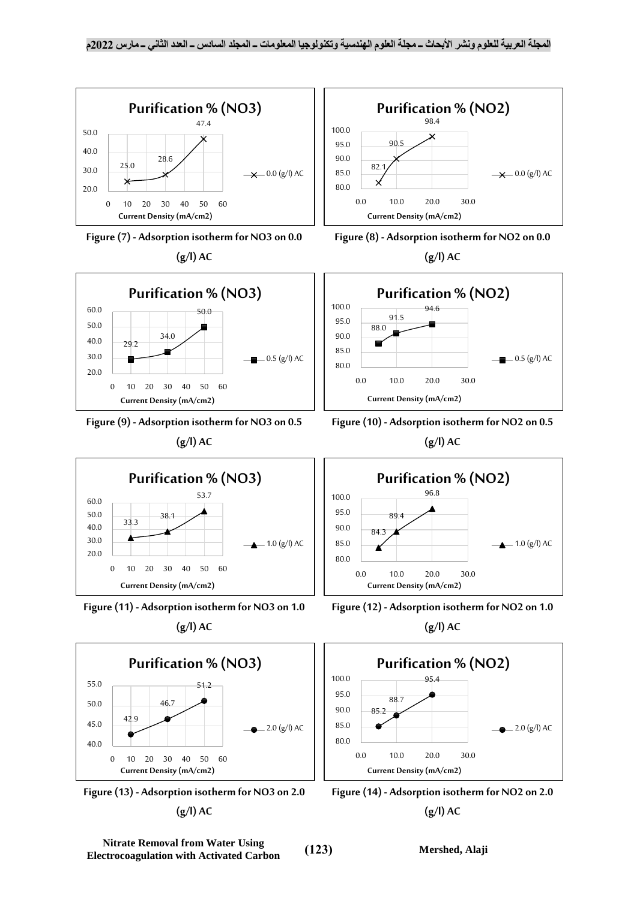Purification % (NO3)

| Current Density (mA/cm2) | 0.0 (g/l) AC |
|---|---|
| 10 | 25.0 |
| 30 | 28.6 |
| 50 | 47.4 |

Figure (7) - Adsorption isotherm for NO3 on 0.0 (g/l) AC

Purification % (NO2)

| Current Density (mA/cm2) | 0.0 (g/l) AC |
|---|---|
| 5 | 82.1 |
| 10 | 90.5 |
| 20 | 98.4 |

Figure (8) - Adsorption isotherm for NO2 on 0.0 (g/l) AC

Purification % (NO3)

| Current Density (mA/cm2) | 0.5 (g/l) AC |
|---|---|
| 10 | 29.2 |
| 30 | 34.0 |
| 50 | 50.0 |

Figure (9) - Adsorption isotherm for NO3 on 0.5 (g/l) AC

Purification % (NO2)

| Current Density (mA/cm2) | 0.5 (g/l) AC |
|---|---|
| 5 | 88.0 |
| 10 | 91.5 |
| 20 | 94.6 |

Figure (10) - Adsorption isotherm for NO2 on 0.5 (g/l) AC

Purification % (NO3)

| Current Density (mA/cm2) | 1.0 (g/l) AC |
|---|---|
| 10 | 33.3 |
| 30 | 38.1 |
| 50 | 53.7 |

Figure (11) - Adsorption isotherm for NO3 on 1.0 (g/l) AC

Purification % (NO2)

| Current Density (mA/cm2) | 1.0 (g/l) AC |
|---|---|
| 5 | 84.3 |
| 10 | 89.4 |
| 20 | 96.8 |

Figure (12) - Adsorption isotherm for NO2 on 1.0 (g/l) AC

Purification % (NO3)

| Current Density (mA/cm2) | 2.0 (g/l) AC |
|---|---|
| 10 | 42.9 |
| 30 | 46.7 |
| 50 | 51.2 |

Figure (13) - Adsorption isotherm for NO3 on 2.0 (g/l) AC

Purification % (NO2)

| Current Density (mA/cm2) | 2.0 (g/l) AC |
|---|---|
| 5 | 85.2 |
| 10 | 88.7 |
| 20 | 95.4 |

Figure (14) - Adsorption isotherm for NO2 on 2.0 (g/l) AC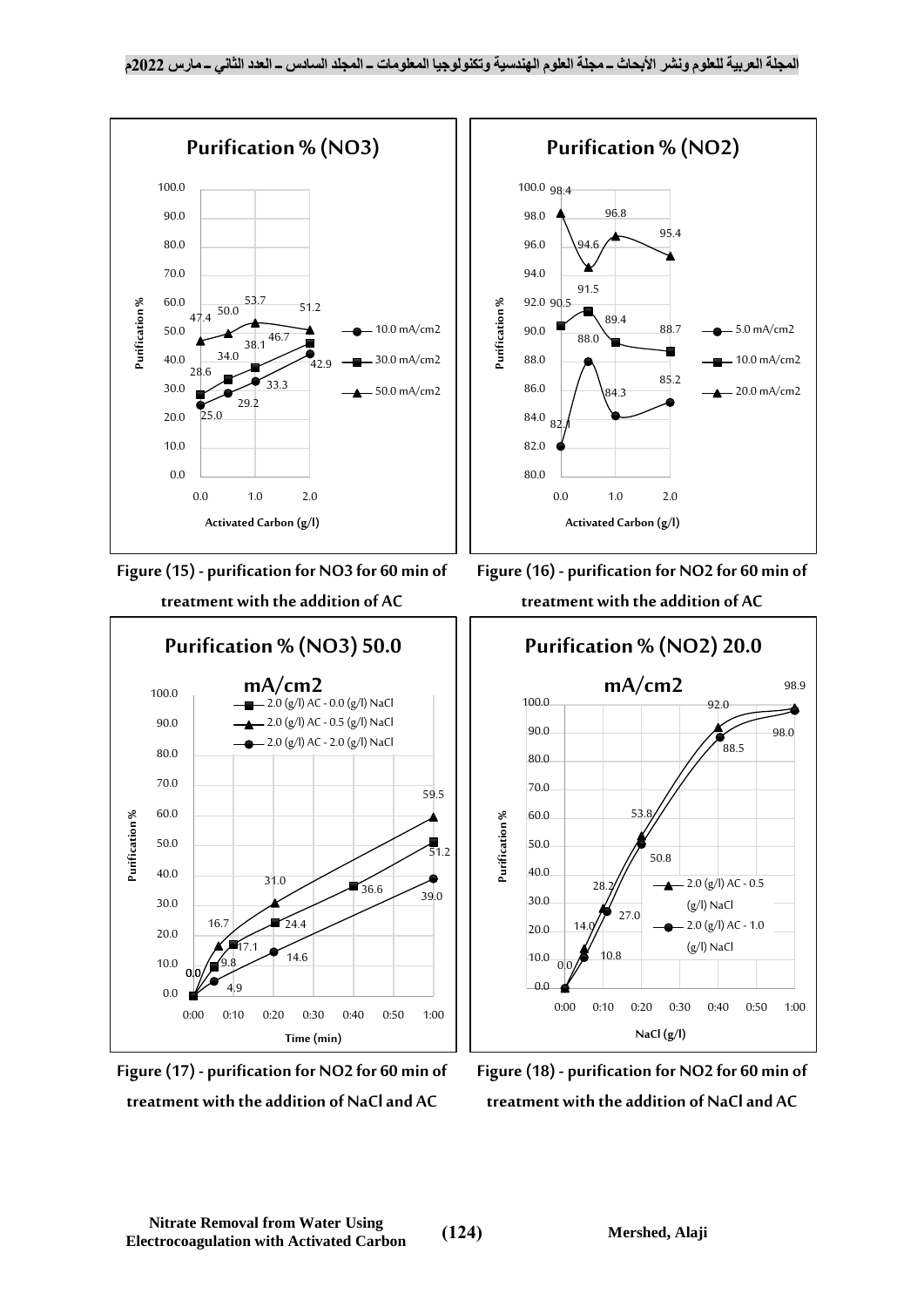Figure (15) - purification for NO3 for 60 min of treatment with the addition of AC

Figure (16) - purification for NO2 for 60 min of treatment with the addition of AC

Figure (17) - purification for NO2 for 60 min of treatment with the addition of NaCl and AC

Figure (18) - purification for NO2 for 60 min of treatment with the addition of NaCl and AC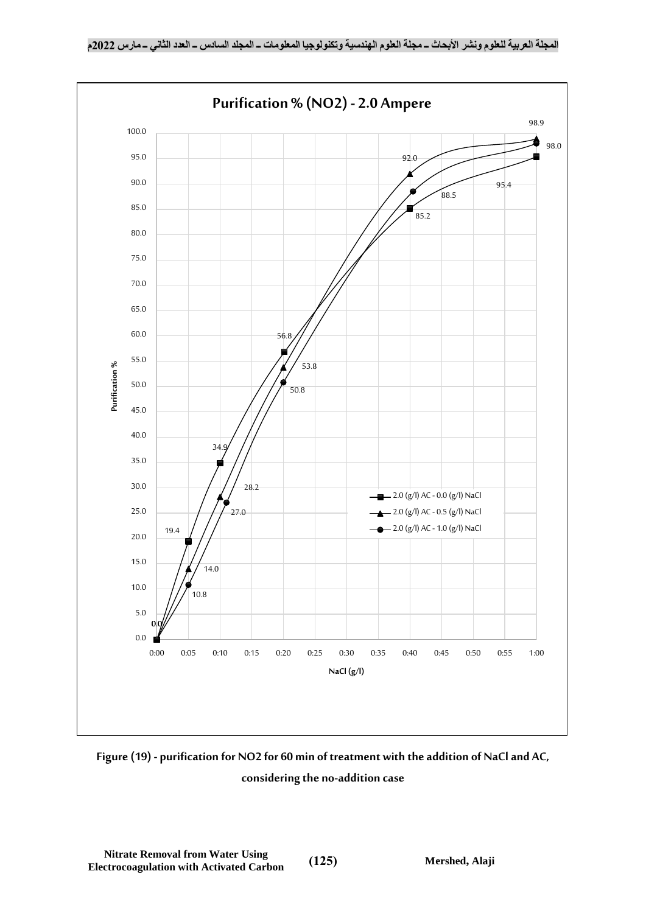**Purification % (NO2) - 2.0 Ampere**

| NaCl (g/l) | 2.0 (g/l) AC - 0.0 (g/l) NaCl | 2.0 (g/l) AC - 0.5 (g/l) NaCl | 2.0 (g/l) AC - 1.0 (g/l) NaCl |
|---|---|---|---|
| 0:00 | 0.0 | 0.0 | 0.0 |
| 0:05 | 19.4 | 14.0 | 10.8 |
| 0:10 | 34.9 | 28.2 | 27.0 |
| 0:20 | 56.8 | 53.8 | 50.8 |
| 0:40 | 85.2 | 92.0 | 88.5 |
| 1:00 | 95.4 | 98.9 | 98.0 |

Figure (19) - purification for NO2 for 60 min of treatment with the addition of NaCl and AC, considering the no-addition case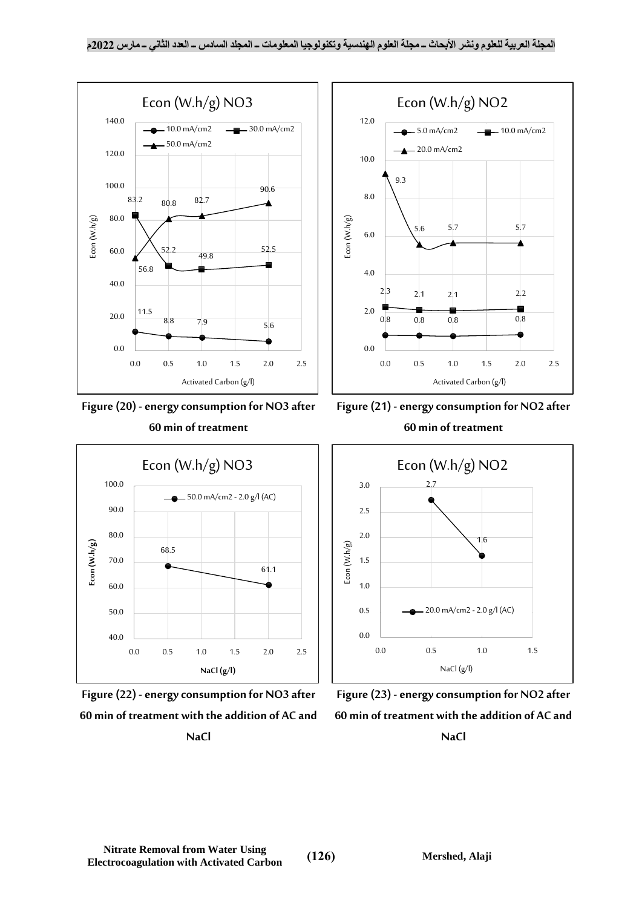Figure (20) - energy consumption for NO3 after 60 min of treatment

Figure (21) - energy consumption for NO2 after 60 min of treatment

Figure (22) - energy consumption for NO3 after 60 min of treatment with the addition of AC and NaCl

Figure (23) - energy consumption for NO2 after 60 min of treatment with the addition of AC and NaCl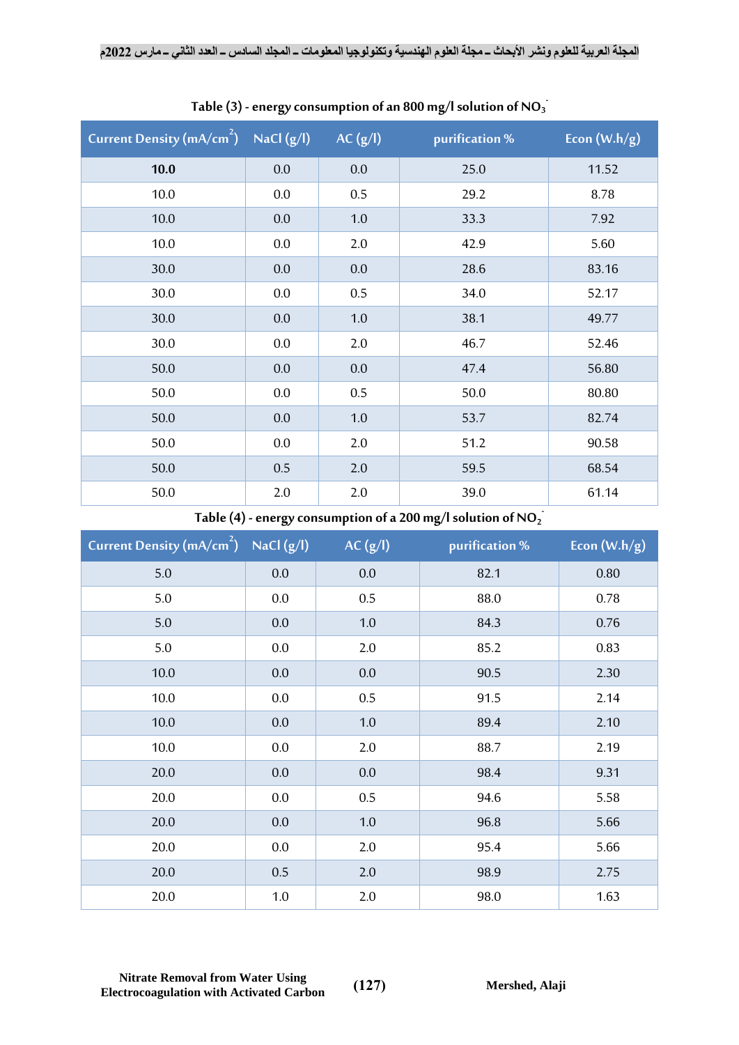Table (3) - energy consumption of an 800 mg/l solution of $NO_3^-$

| Current Density ($mA/cm^2$) | NaCl (g/l) | AC (g/l) | purification % | Econ (W.h/g) |
|---|---|---|---|---|
| **10.0** | 0.0 | 0.0 | 25.0 | 11.52 |
| 10.0 | 0.0 | 0.5 | 29.2 | 8.78 |
| 10.0 | 0.0 | 1.0 | 33.3 | 7.92 |
| 10.0 | 0.0 | 2.0 | 42.9 | 5.60 |
| 30.0 | 0.0 | 0.0 | 28.6 | 83.16 |
| 30.0 | 0.0 | 0.5 | 34.0 | 52.17 |
| 30.0 | 0.0 | 1.0 | 38.1 | 49.77 |
| 30.0 | 0.0 | 2.0 | 46.7 | 52.46 |
| 50.0 | 0.0 | 0.0 | 47.4 | 56.80 |
| 50.0 | 0.0 | 0.5 | 50.0 | 80.80 |
| 50.0 | 0.0 | 1.0 | 53.7 | 82.74 |
| 50.0 | 0.0 | 2.0 | 51.2 | 90.58 |
| 50.0 | 0.5 | 2.0 | 59.5 | 68.54 |
| 50.0 | 2.0 | 2.0 | 39.0 | 61.14 |

Table (4) - energy consumption of a 200 mg/l solution of $NO_2^-$

| Current Density ($mA/cm^2$) | NaCl (g/l) | AC (g/l) | purification % | Econ (W.h/g) |
|---|---|---|---|---|
| 5.0 | 0.0 | 0.0 | 82.1 | 0.80 |
| 5.0 | 0.0 | 0.5 | 88.0 | 0.78 |
| 5.0 | 0.0 | 1.0 | 84.3 | 0.76 |
| 5.0 | 0.0 | 2.0 | 85.2 | 0.83 |
| 10.0 | 0.0 | 0.0 | 90.5 | 2.30 |
| 10.0 | 0.0 | 0.5 | 91.5 | 2.14 |
| 10.0 | 0.0 | 1.0 | 89.4 | 2.10 |
| 10.0 | 0.0 | 2.0 | 88.7 | 2.19 |
| 20.0 | 0.0 | 0.0 | 98.4 | 9.31 |
| 20.0 | 0.0 | 0.5 | 94.6 | 5.58 |
| 20.0 | 0.0 | 1.0 | 96.8 | 5.66 |
| 20.0 | 0.0 | 2.0 | 95.4 | 5.66 |
| 20.0 | 0.5 | 2.0 | 98.9 | 2.75 |
| 20.0 | 1.0 | 2.0 | 98.0 | 1.63 |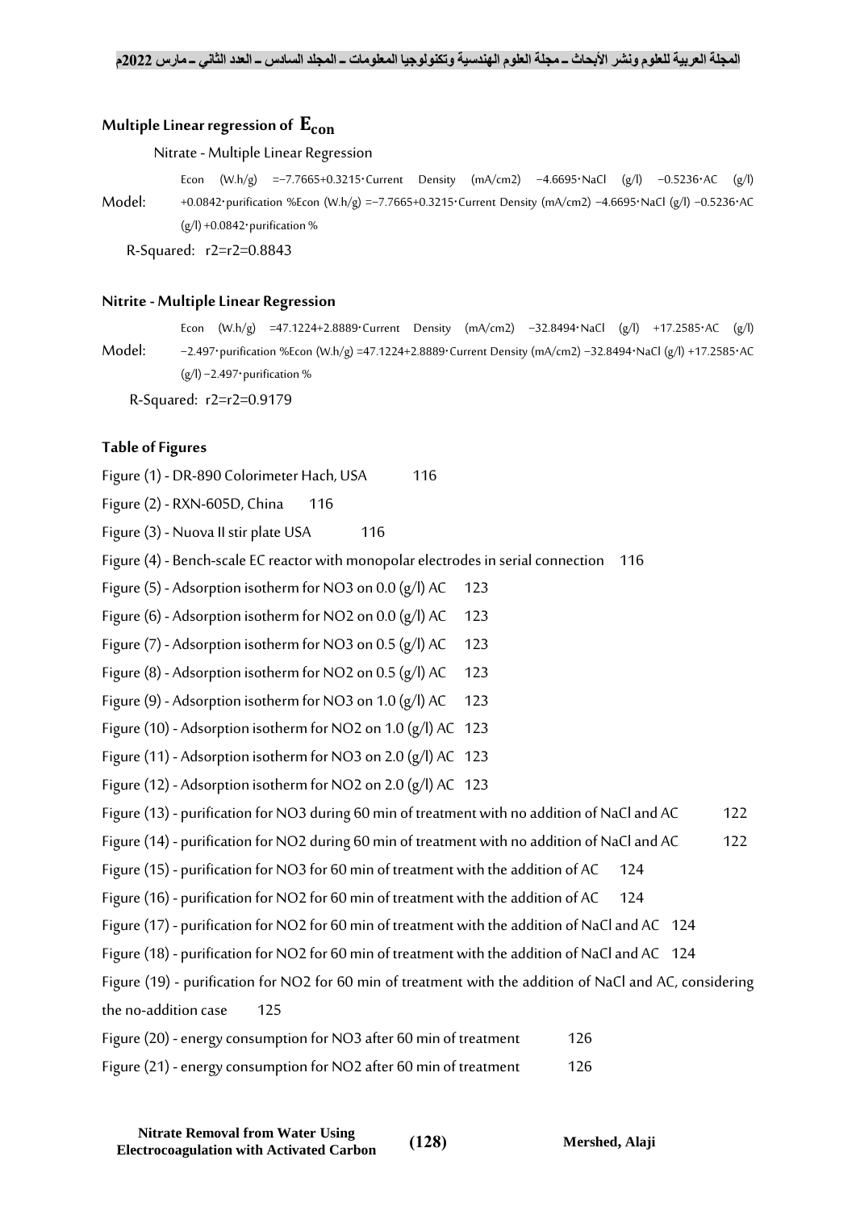### Multiple Linear regression of $E_{con}$

Nitrate - Multiple Linear Regression

Model: Econ (W.h/g) =−7.7665+0.3215⋅Current Density (mA/cm2) −4.6695⋅NaCl (g/l) −0.5236⋅AC (g/l) +0.0842⋅purification %Econ (W.h/g) =−7.7665+0.3215⋅Current Density (mA/cm2) −4.6695⋅NaCl (g/l) −0.5236⋅AC (g/l) +0.0842⋅purification %

R-Squared: r2=r2=0.8843

### Nitrite - Multiple Linear Regression

Model: Econ (W.h/g) =47.1224+2.8889⋅Current Density (mA/cm2) −32.8494⋅NaCl (g/l) +17.2585⋅AC (g/l) −2.497⋅purification %Econ (W.h/g) =47.1224+2.8889⋅Current Density (mA/cm2) −32.8494⋅NaCl (g/l) +17.2585⋅AC (g/l) −2.497⋅purification %

R-Squared: r2=r2=0.9179

### Table of Figures

Figure (1) - DR-890 Colorimeter Hach, USA 116

Figure (2) - RXN-605D, China 116

Figure (3) - Nuova II stir plate USA 116

Figure (4) - Bench-scale EC reactor with monopolar electrodes in serial connection 116

Figure (5) - Adsorption isotherm for NO3 on 0.0 (g/l) AC 123

Figure (6) - Adsorption isotherm for NO2 on 0.0 (g/l) AC 123

Figure (7) - Adsorption isotherm for NO3 on 0.5 (g/l) AC 123

Figure (8) - Adsorption isotherm for NO2 on 0.5 (g/l) AC 123

Figure (9) - Adsorption isotherm for NO3 on 1.0 (g/l) AC 123

Figure (10) - Adsorption isotherm for NO2 on 1.0 (g/l) AC 123

Figure (11) - Adsorption isotherm for NO3 on 2.0 (g/l) AC 123

Figure (12) - Adsorption isotherm for NO2 on 2.0 (g/l) AC 123

Figure (13) - purification for NO3 during 60 min of treatment with no addition of NaCl and AC 122

Figure (14) - purification for NO2 during 60 min of treatment with no addition of NaCl and AC 122

Figure (15) - purification for NO3 for 60 min of treatment with the addition of AC 124

Figure (16) - purification for NO2 for 60 min of treatment with the addition of AC 124

Figure (17) - purification for NO2 for 60 min of treatment with the addition of NaCl and AC 124

Figure (18) - purification for NO2 for 60 min of treatment with the addition of NaCl and AC 124

Figure (19) - purification for NO2 for 60 min of treatment with the addition of NaCl and AC, considering the no-addition case 125

Figure (20) - energy consumption for NO3 after 60 min of treatment 126

Figure (21) - energy consumption for NO2 after 60 min of treatment 126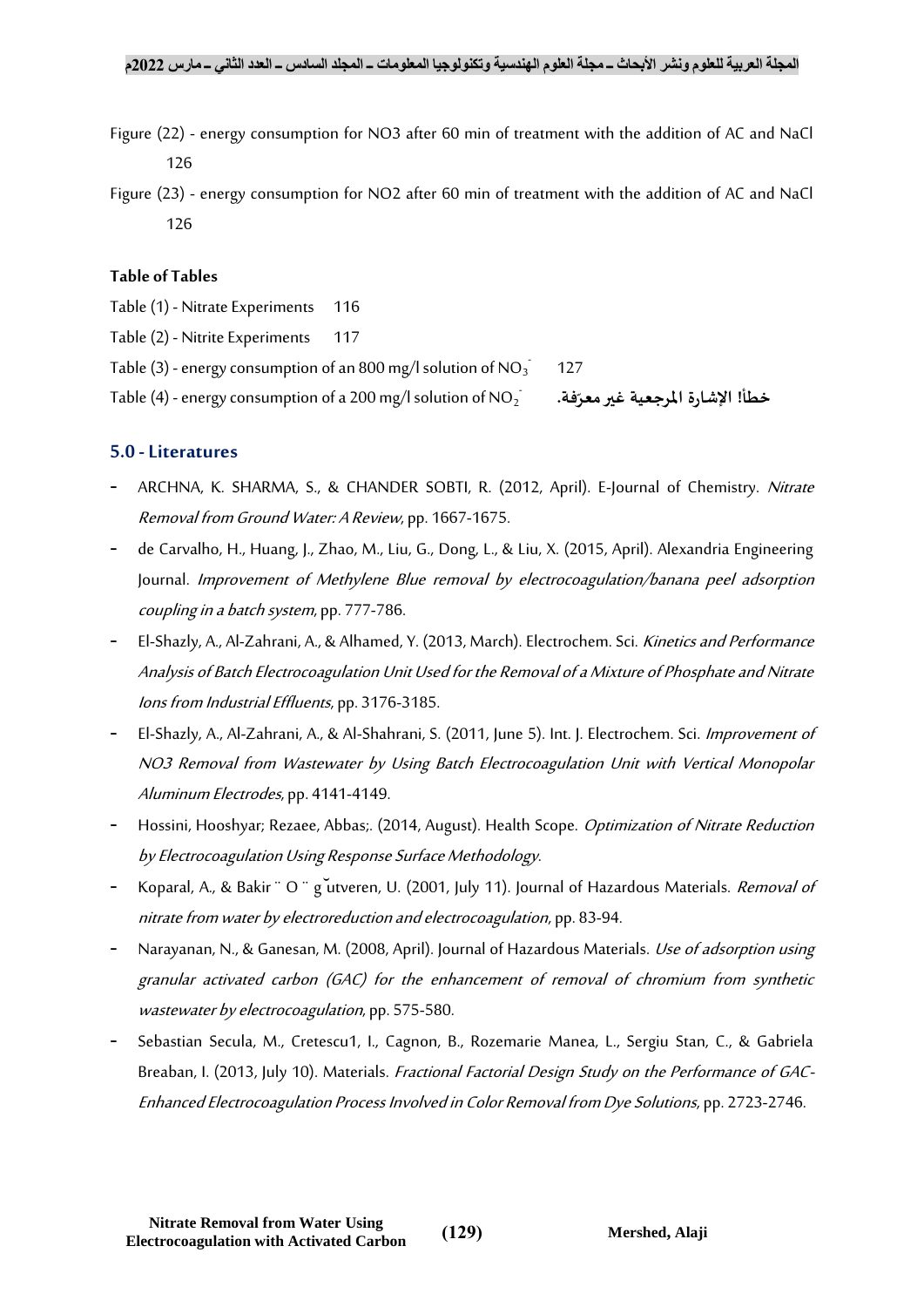Figure (22) - energy consumption for NO3 after 60 min of treatment with the addition of AC and NaCl 126

Figure (23) - energy consumption for NO2 after 60 min of treatment with the addition of AC and NaCl 126

**Table of Tables**

Table (1) - Nitrate Experiments 116

Table (2) - Nitrite Experiments 117

Table (3) - energy consumption of an 800 mg/l solution of $NO_3^-$ 127

Table (4) - energy consumption of a 200 mg/l solution of $NO_2^-$ خطأ! الإشارة المرجعية غير معرّفة.

## 5.0 - Literatures

- ARCHNA, K. SHARMA, S., & CHANDER SOBTI, R. (2012, April). E-Journal of Chemistry. *Nitrate Removal from Ground Water: A Review*, pp. 1667-1675.
- de Carvalho, H., Huang, J., Zhao, M., Liu, G., Dong, L., & Liu, X. (2015, April). Alexandria Engineering Journal. *Improvement of Methylene Blue removal by electrocoagulation/banana peel adsorption coupling in a batch system*, pp. 777-786.
- El-Shazly, A., Al-Zahrani, A., & Alhamed, Y. (2013, March). Electrochem. Sci. *Kinetics and Performance Analysis of Batch Electrocoagulation Unit Used for the Removal of a Mixture of Phosphate and Nitrate Ions from Industrial Effluents*, pp. 3176-3185.
- El-Shazly, A., Al-Zahrani, A., & Al-Shahrani, S. (2011, June 5). Int. J. Electrochem. Sci. *Improvement of NO3 Removal from Wastewater by Using Batch Electrocoagulation Unit with Vertical Monopolar Aluminum Electrodes*, pp. 4141-4149.
- Hossini, Hooshyar; Rezaee, Abbas;. (2014, August). Health Scope. *Optimization of Nitrate Reduction by Electrocoagulation Using Response Surface Methodology*.
- Koparal, A., & Bakir ¨ O ¨ g ˘utveren, U. (2001, July 11). Journal of Hazardous Materials. *Removal of nitrate from water by electroreduction and electrocoagulation*, pp. 83-94.
- Narayanan, N., & Ganesan, M. (2008, April). Journal of Hazardous Materials. *Use of adsorption using granular activated carbon (GAC) for the enhancement of removal of chromium from synthetic wastewater by electrocoagulation*, pp. 575-580.
- Sebastian Secula, M., Cretescu1, I., Cagnon, B., Rozemarie Manea, L., Sergiu Stan, C., & Gabriela Breaban, I. (2013, July 10). Materials. *Fractional Factorial Design Study on the Performance of GAC-Enhanced Electrocoagulation Process Involved in Color Removal from Dye Solutions*, pp. 2723-2746.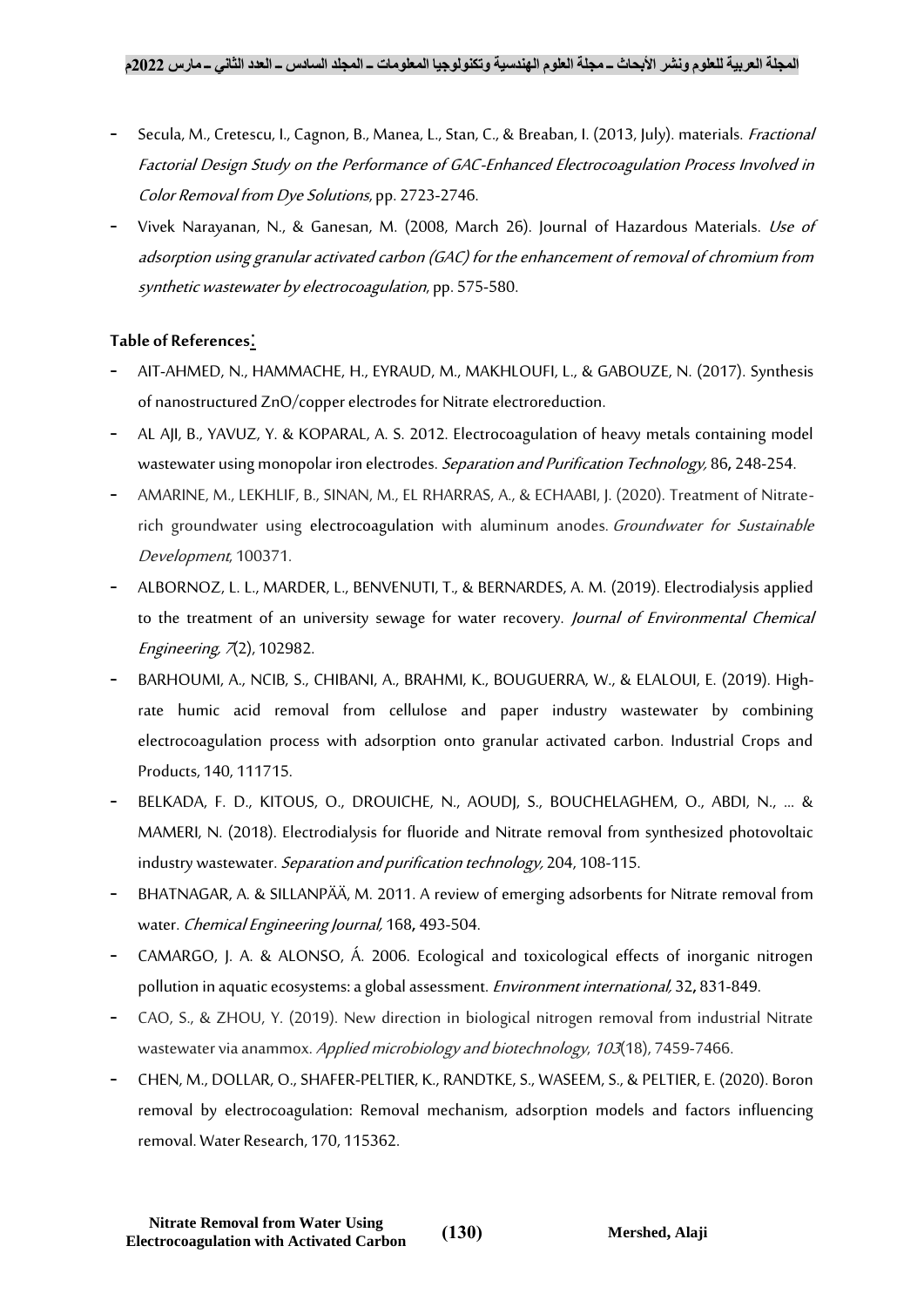- Secula, M., Cretescu, I., Cagnon, B., Manea, L., Stan, C., & Breaban, I. (2013, July). materials. *Fractional Factorial Design Study on the Performance of GAC-Enhanced Electrocoagulation Process Involved in Color Removal from Dye Solutions*, pp. 2723-2746.
- Vivek Narayanan, N., & Ganesan, M. (2008, March 26). Journal of Hazardous Materials. *Use of adsorption using granular activated carbon (GAC) for the enhancement of removal of chromium from synthetic wastewater by electrocoagulation*, pp. 575-580.

**Table of References:**

- AIT-AHMED, N., HAMMACHE, H., EYRAUD, M., MAKHLOUFI, L., & GABOUZE, N. (2017). Synthesis of nanostructured ZnO/copper electrodes for Nitrate electroreduction.
- AL AJI, B., YAVUZ, Y. & KOPARAL, A. S. 2012. Electrocoagulation of heavy metals containing model wastewater using monopolar iron electrodes. *Separation and Purification Technology,* 86**,** 248-254.
- AMARINE, M., LEKHLIF, B., SINAN, M., EL RHARRAS, A., & ECHAABI, J. (2020). Treatment of Nitrate-rich groundwater using electrocoagulation with aluminum anodes. *Groundwater for Sustainable Development*, 100371.
- ALBORNOZ, L. L., MARDER, L., BENVENUTI, T., & BERNARDES, A. M. (2019). Electrodialysis applied to the treatment of an university sewage for water recovery. *Journal of Environmental Chemical Engineering, 7*(2), 102982.
- BARHOUMI, A., NCIB, S., CHIBANI, A., BRAHMI, K., BOUGUERRA, W., & ELALOUI, E. (2019). High-rate humic acid removal from cellulose and paper industry wastewater by combining electrocoagulation process with adsorption onto granular activated carbon. Industrial Crops and Products, 140, 111715.
- BELKADA, F. D., KITOUS, O., DROUICHE, N., AOUDJ, S., BOUCHELAGHEM, O., ABDI, N., ... & MAMERI, N. (2018). Electrodialysis for fluoride and Nitrate removal from synthesized photovoltaic industry wastewater. *Separation and purification technology,* 204, 108-115.
- BHATNAGAR, A. & SILLANPÄÄ, M. 2011. A review of emerging adsorbents for Nitrate removal from water. *Chemical Engineering Journal,* 168**,** 493-504.
- CAMARGO, J. A. & ALONSO, Á. 2006. Ecological and toxicological effects of inorganic nitrogen pollution in aquatic ecosystems: a global assessment. *Environment international,* 32**,** 831-849.
- CAO, S., & ZHOU, Y. (2019). New direction in biological nitrogen removal from industrial Nitrate wastewater via anammox. *Applied microbiology and biotechnology*, *103*(18), 7459-7466.
- CHEN, M., DOLLAR, O., SHAFER-PELTIER, K., RANDTKE, S., WASEEM, S., & PELTIER, E. (2020). Boron removal by electrocoagulation: Removal mechanism, adsorption models and factors influencing removal. Water Research, 170, 115362.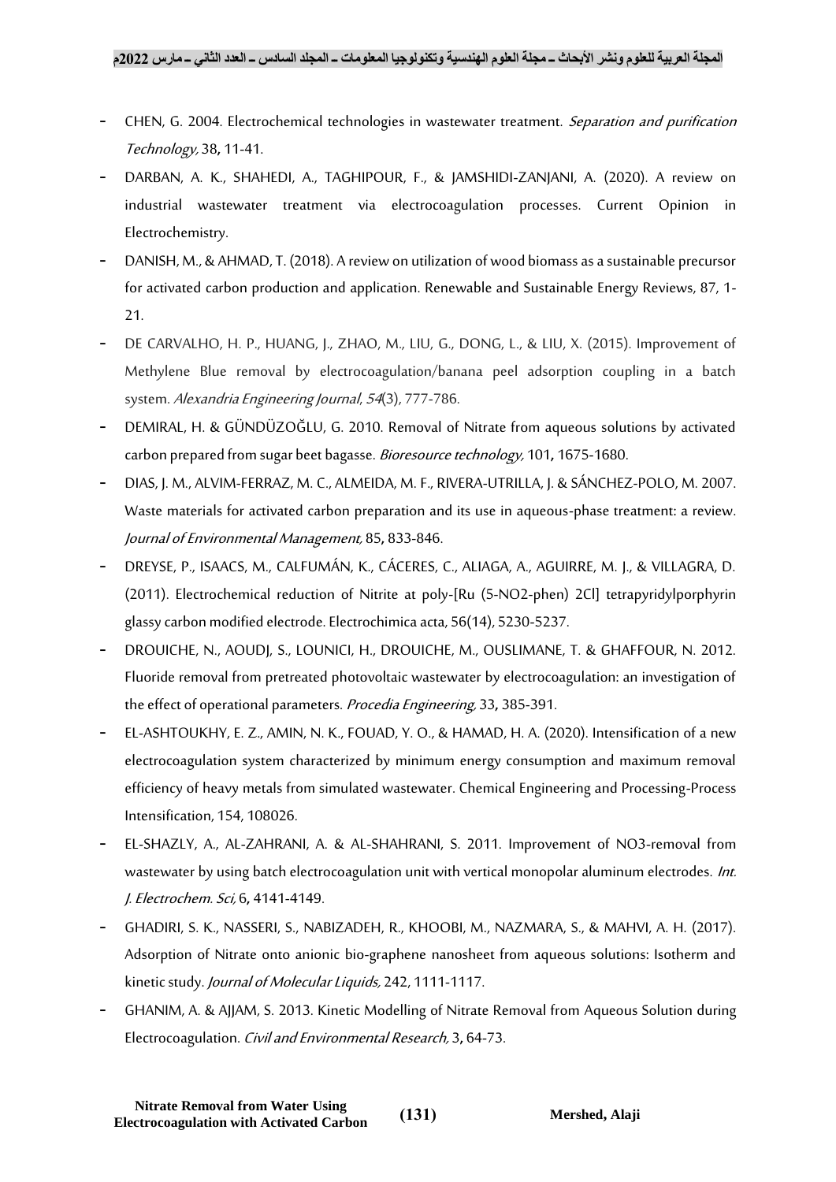- CHEN, G. 2004. Electrochemical technologies in wastewater treatment. *Separation and purification Technology,* 38**,** 11-41.
- DARBAN, A. K., SHAHEDI, A., TAGHIPOUR, F., & JAMSHIDI-ZANJANI, A. (2020). A review on industrial wastewater treatment via electrocoagulation processes. Current Opinion in Electrochemistry.
- DANISH, M., & AHMAD, T. (2018). A review on utilization of wood biomass as a sustainable precursor for activated carbon production and application. Renewable and Sustainable Energy Reviews, 87, 1-21.
- DE CARVALHO, H. P., HUANG, J., ZHAO, M., LIU, G., DONG, L., & LIU, X. (2015). Improvement of Methylene Blue removal by electrocoagulation/banana peel adsorption coupling in a batch system. *Alexandria Engineering Journal*, *54*(3), 777-786.
- DEMIRAL, H. & GÜNDÜZOĞLU, G. 2010. Removal of Nitrate from aqueous solutions by activated carbon prepared from sugar beet bagasse. *Bioresource technology,* 101**,** 1675-1680.
- DIAS, J. M., ALVIM-FERRAZ, M. C., ALMEIDA, M. F., RIVERA-UTRILLA, J. & SÁNCHEZ-POLO, M. 2007. Waste materials for activated carbon preparation and its use in aqueous-phase treatment: a review. *Journal of Environmental Management,* 85**,** 833-846.
- DREYSE, P., ISAACS, M., CALFUMÁN, K., CÁCERES, C., ALIAGA, A., AGUIRRE, M. J., & VILLAGRA, D. (2011). Electrochemical reduction of Nitrite at poly-[Ru (5-NO2-phen) 2Cl] tetrapyridylporphyrin glassy carbon modified electrode. Electrochimica acta, 56(14), 5230-5237.
- DROUICHE, N., AOUDJ, S., LOUNICI, H., DROUICHE, M., OUSLIMANE, T. & GHAFFOUR, N. 2012. Fluoride removal from pretreated photovoltaic wastewater by electrocoagulation: an investigation of the effect of operational parameters. *Procedia Engineering,* 33**,** 385-391.
- EL-ASHTOUKHY, E. Z., AMIN, N. K., FOUAD, Y. O., & HAMAD, H. A. (2020). Intensification of a new electrocoagulation system characterized by minimum energy consumption and maximum removal efficiency of heavy metals from simulated wastewater. Chemical Engineering and Processing-Process Intensification, 154, 108026.
- EL-SHAZLY, A., AL-ZAHRANI, A. & AL-SHAHRANI, S. 2011. Improvement of NO3-removal from wastewater by using batch electrocoagulation unit with vertical monopolar aluminum electrodes. *Int. J. Electrochem. Sci,* 6**,** 4141-4149.
- GHADIRI, S. K., NASSERI, S., NABIZADEH, R., KHOOBI, M., NAZMARA, S., & MAHVI, A. H. (2017). Adsorption of Nitrate onto anionic bio-graphene nanosheet from aqueous solutions: Isotherm and kinetic study. *Journal of Molecular Liquids,* 242, 1111-1117.
- GHANIM, A. & AJJAM, S. 2013. Kinetic Modelling of Nitrate Removal from Aqueous Solution during Electrocoagulation. *Civil and Environmental Research,* 3**,** 64-73.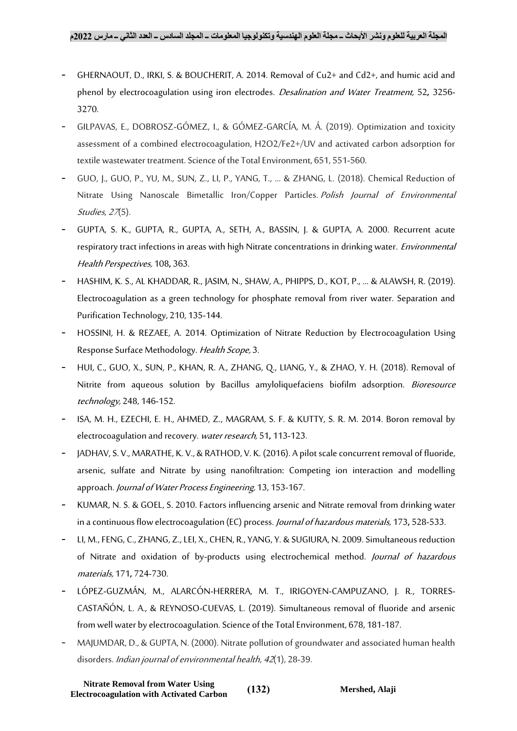- GHERNAOUT, D., IRKI, S. & BOUCHERIT, A. 2014. Removal of $Cu^{2+}$ and $Cd^{2+}$, and humic acid and phenol by electrocoagulation using iron electrodes. *Desalination and Water Treatment,* 52, 3256-3270.
- GILPAVAS, E., DOBROSZ-GÓMEZ, I., & GÓMEZ-GARCÍA, M. Á. (2019). Optimization and toxicity assessment of a combined electrocoagulation, $H_2O_2/Fe^{2+}$/UV and activated carbon adsorption for textile wastewater treatment. Science of the Total Environment, 651, 551-560.
- GUO, J., GUO, P., YU, M., SUN, Z., LI, P., YANG, T., ... & ZHANG, L. (2018). Chemical Reduction of Nitrate Using Nanoscale Bimetallic Iron/Copper Particles. *Polish Journal of Environmental Studies*, *27*(5).
- GUPTA, S. K., GUPTA, R., GUPTA, A., SETH, A., BASSIN, J. & GUPTA, A. 2000. Recurrent acute respiratory tract infections in areas with high Nitrate concentrations in drinking water. *Environmental Health Perspectives,* 108, 363.
- HASHIM, K. S., AL KHADDAR, R., JASIM, N., SHAW, A., PHIPPS, D., KOT, P., ... & ALAWSH, R. (2019). Electrocoagulation as a green technology for phosphate removal from river water. Separation and Purification Technology, 210, 135-144.
- HOSSINI, H. & REZAEE, A. 2014. Optimization of Nitrate Reduction by Electrocoagulation Using Response Surface Methodology. *Health Scope,* 3.
- HUI, C., GUO, X., SUN, P., KHAN, R. A., ZHANG, Q., LIANG, Y., & ZHAO, Y. H. (2018). Removal of Nitrite from aqueous solution by Bacillus amyloliquefaciens biofilm adsorption. *Bioresource technology,* 248, 146-152.
- ISA, M. H., EZECHI, E. H., AHMED, Z., MAGRAM, S. F. & KUTTY, S. R. M. 2014. Boron removal by electrocoagulation and recovery. *water research,* 51, 113-123.
- JADHAV, S. V., MARATHE, K. V., & RATHOD, V. K. (2016). A pilot scale concurrent removal of fluoride, arsenic, sulfate and Nitrate by using nanofiltration: Competing ion interaction and modelling approach. *Journal of Water Process Engineering,* 13, 153-167.
- KUMAR, N. S. & GOEL, S. 2010. Factors influencing arsenic and Nitrate removal from drinking water in a continuous flow electrocoagulation (EC) process. *Journal of hazardous materials,* 173, 528-533.
- LI, M., FENG, C., ZHANG, Z., LEI, X., CHEN, R., YANG, Y. & SUGIURA, N. 2009. Simultaneous reduction of Nitrate and oxidation of by-products using electrochemical method. *Journal of hazardous materials,* 171, 724-730.
- LÓPEZ-GUZMÁN, M., ALARCÓN-HERRERA, M. T., IRIGOYEN-CAMPUZANO, J. R., TORRES-CASTAÑÓN, L. A., & REYNOSO-CUEVAS, L. (2019). Simultaneous removal of fluoride and arsenic from well water by electrocoagulation. Science of the Total Environment, 678, 181-187.
- MAJUMDAR, D., & GUPTA, N. (2000). Nitrate pollution of groundwater and associated human health disorders. *Indian journal of environmental health*, *42*(1), 28-39.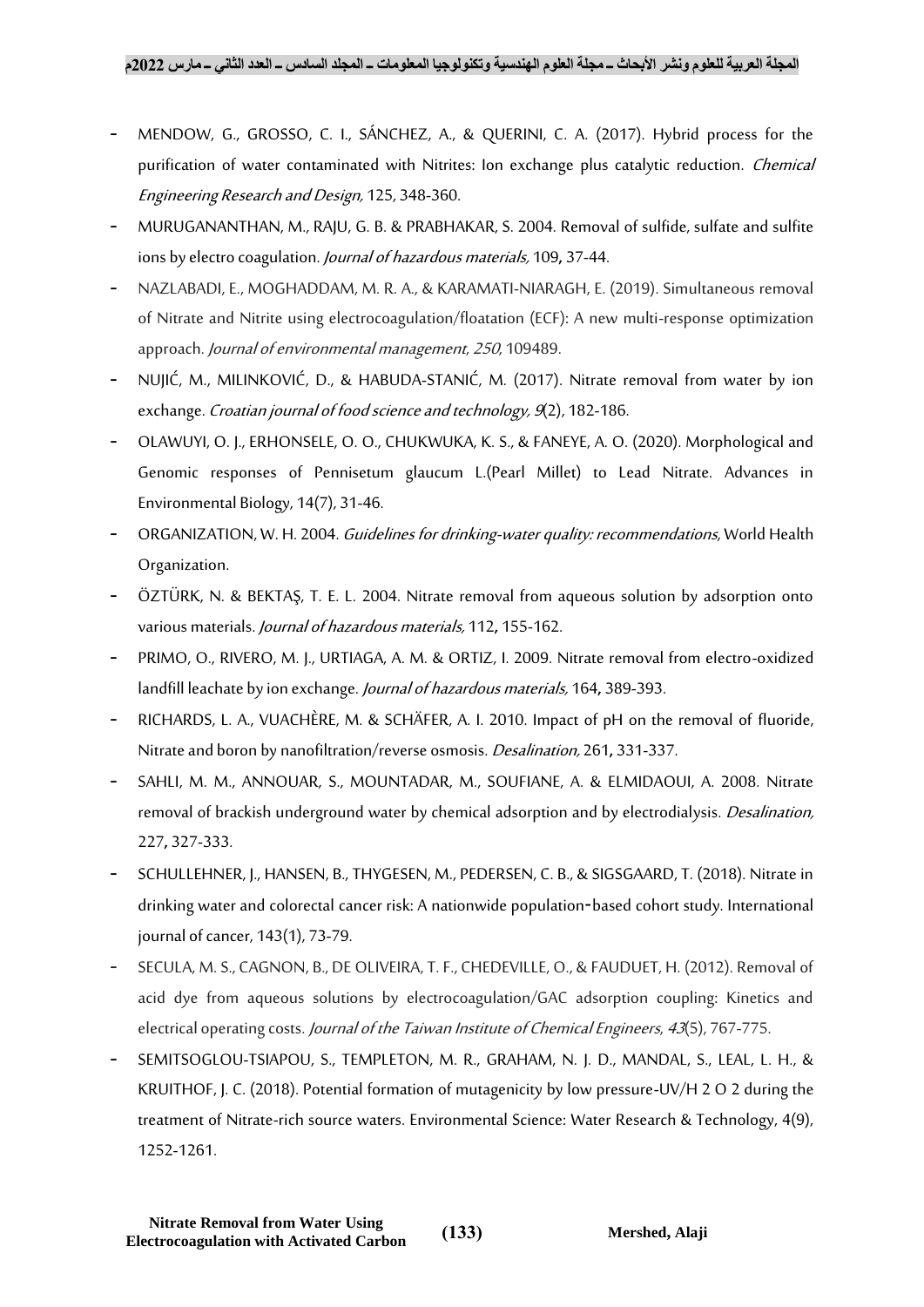- MENDOW, G., GROSSO, C. I., SÁNCHEZ, A., & QUERINI, C. A. (2017). Hybrid process for the purification of water contaminated with Nitrites: Ion exchange plus catalytic reduction. *Chemical Engineering Research and Design,* 125, 348-360.
- MURUGANANTHAN, M., RAJU, G. B. & PRABHAKAR, S. 2004. Removal of sulfide, sulfate and sulfite ions by electro coagulation. *Journal of hazardous materials,* 109**,** 37-44.
- NAZLABADI, E., MOGHADDAM, M. R. A., & KARAMATI-NIARAGH, E. (2019). Simultaneous removal of Nitrate and Nitrite using electrocoagulation/floatation (ECF): A new multi-response optimization approach. *Journal of environmental management*, *250*, 109489.
- NUJIĆ, M., MILINKOVIĆ, D., & HABUDA-STANIĆ, M. (2017). Nitrate removal from water by ion exchange. *Croatian journal of food science and technology, 9*(2), 182-186.
- OLAWUYI, O. J., ERHONSELE, O. O., CHUKWUKA, K. S., & FANEYE, A. O. (2020). Morphological and Genomic responses of Pennisetum glaucum L.(Pearl Millet) to Lead Nitrate. Advances in Environmental Biology, 14(7), 31-46.
- ORGANIZATION, W. H. 2004. *Guidelines for drinking-water quality: recommendations*, World Health Organization.
- ÖZTÜRK, N. & BEKTAŞ, T. E. L. 2004. Nitrate removal from aqueous solution by adsorption onto various materials. *Journal of hazardous materials,* 112**,** 155-162.
- PRIMO, O., RIVERO, M. J., URTIAGA, A. M. & ORTIZ, I. 2009. Nitrate removal from electro-oxidized landfill leachate by ion exchange. *Journal of hazardous materials,* 164**,** 389-393.
- RICHARDS, L. A., VUACHÈRE, M. & SCHÄFER, A. I. 2010. Impact of pH on the removal of fluoride, Nitrate and boron by nanofiltration/reverse osmosis. *Desalination,* 261**,** 331-337.
- SAHLI, M. M., ANNOUAR, S., MOUNTADAR, M., SOUFIANE, A. & ELMIDAOUI, A. 2008. Nitrate removal of brackish underground water by chemical adsorption and by electrodialysis. *Desalination,* 227**,** 327-333.
- SCHULLEHNER, J., HANSEN, B., THYGESEN, M., PEDERSEN, C. B., & SIGSGAARD, T. (2018). Nitrate in drinking water and colorectal cancer risk: A nationwide population-based cohort study. International journal of cancer, 143(1), 73-79.
- SECULA, M. S., CAGNON, B., DE OLIVEIRA, T. F., CHEDEVILLE, O., & FAUDUET, H. (2012). Removal of acid dye from aqueous solutions by electrocoagulation/GAC adsorption coupling: Kinetics and electrical operating costs. *Journal of the Taiwan Institute of Chemical Engineers*, *43*(5), 767-775.
- SEMITSOGLOU-TSIAPOU, S., TEMPLETON, M. R., GRAHAM, N. J. D., MANDAL, S., LEAL, L. H., & KRUITHOF, J. C. (2018). Potential formation of mutagenicity by low pressure-UV/H 2 O 2 during the treatment of Nitrate-rich source waters. Environmental Science: Water Research & Technology, 4(9), 1252-1261.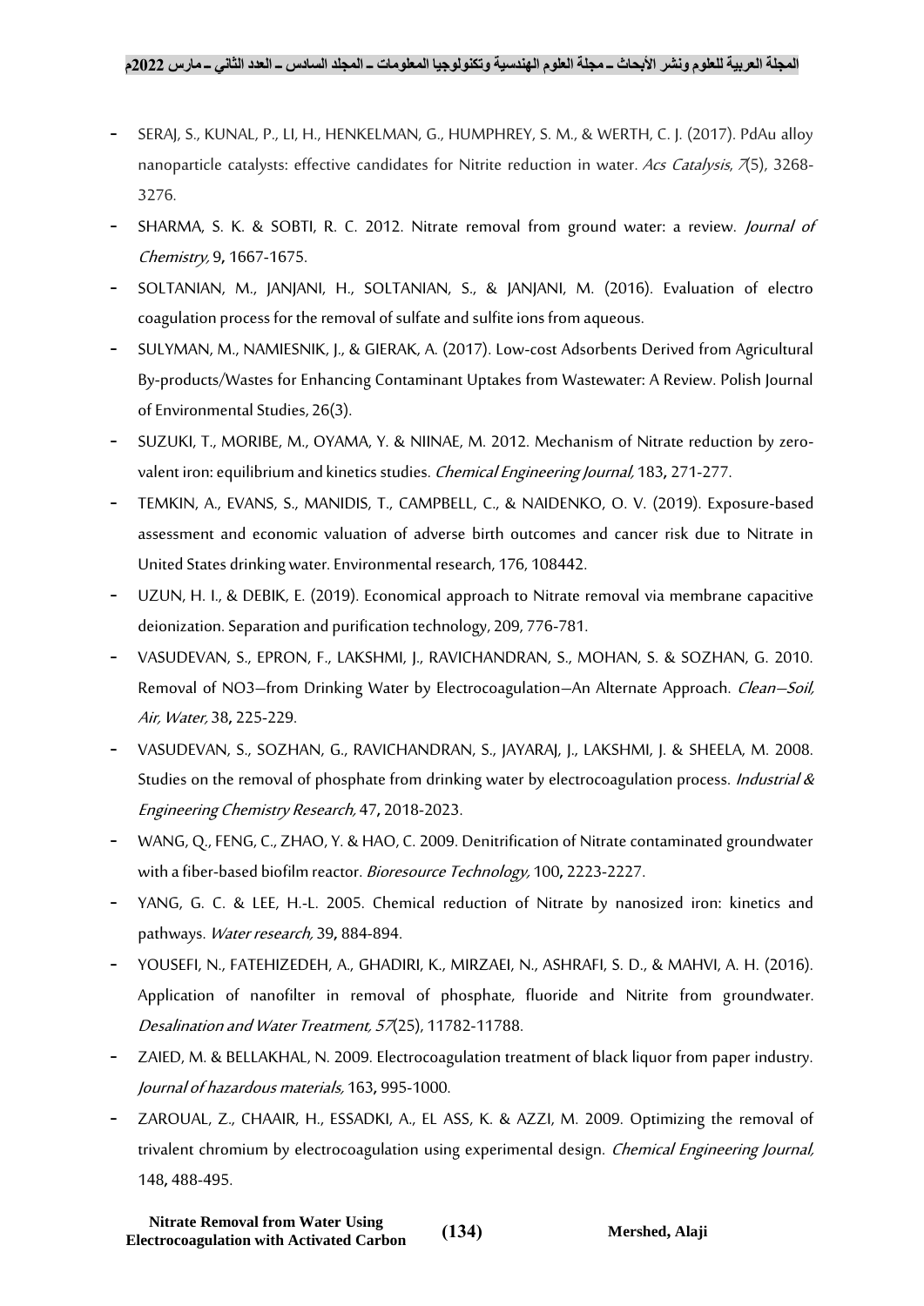- SERAJ, S., KUNAL, P., LI, H., HENKELMAN, G., HUMPHREY, S. M., & WERTH, C. J. (2017). PdAu alloy nanoparticle catalysts: effective candidates for Nitrite reduction in water. *Acs Catalysis*, *7*(5), 3268-3276.
- SHARMA, S. K. & SOBTI, R. C. 2012. Nitrate removal from ground water: a review. *Journal of Chemistry,* 9**,** 1667-1675.
- SOLTANIAN, M., JANJANI, H., SOLTANIAN, S., & JANJANI, M. (2016). Evaluation of electro coagulation process for the removal of sulfate and sulfite ions from aqueous.
- SULYMAN, M., NAMIESNIK, J., & GIERAK, A. (2017). Low-cost Adsorbents Derived from Agricultural By-products/Wastes for Enhancing Contaminant Uptakes from Wastewater: A Review. Polish Journal of Environmental Studies, 26(3).
- SUZUKI, T., MORIBE, M., OYAMA, Y. & NIINAE, M. 2012. Mechanism of Nitrate reduction by zero-valent iron: equilibrium and kinetics studies. *Chemical Engineering Journal,* 183**,** 271-277.
- TEMKIN, A., EVANS, S., MANIDIS, T., CAMPBELL, C., & NAIDENKO, O. V. (2019). Exposure-based assessment and economic valuation of adverse birth outcomes and cancer risk due to Nitrate in United States drinking water. Environmental research, 176, 108442.
- UZUN, H. I., & DEBIK, E. (2019). Economical approach to Nitrate removal via membrane capacitive deionization. Separation and purification technology, 209, 776-781.
- VASUDEVAN, S., EPRON, F., LAKSHMI, J., RAVICHANDRAN, S., MOHAN, S. & SOZHAN, G. 2010. Removal of NO3−from Drinking Water by Electrocoagulation–An Alternate Approach. *Clean–Soil, Air, Water,* 38**,** 225-229.
- VASUDEVAN, S., SOZHAN, G., RAVICHANDRAN, S., JAYARAJ, J., LAKSHMI, J. & SHEELA, M. 2008. Studies on the removal of phosphate from drinking water by electrocoagulation process. *Industrial & Engineering Chemistry Research,* 47**,** 2018-2023.
- WANG, Q., FENG, C., ZHAO, Y. & HAO, C. 2009. Denitrification of Nitrate contaminated groundwater with a fiber-based biofilm reactor. *Bioresource Technology,* 100**,** 2223-2227.
- YANG, G. C. & LEE, H.-L. 2005. Chemical reduction of Nitrate by nanosized iron: kinetics and pathways. *Water research,* 39**,** 884-894.
- YOUSEFI, N., FATEHIZEDEH, A., GHADIRI, K., MIRZAEI, N., ASHRAFI, S. D., & MAHVI, A. H. (2016). Application of nanofilter in removal of phosphate, fluoride and Nitrite from groundwater. *Desalination and Water Treatment, 57*(25), 11782-11788.
- ZAIED, M. & BELLAKHAL, N. 2009. Electrocoagulation treatment of black liquor from paper industry. *Journal of hazardous materials,* 163**,** 995-1000.
- ZAROUAL, Z., CHAAIR, H., ESSADKI, A., EL ASS, K. & AZZI, M. 2009. Optimizing the removal of trivalent chromium by electrocoagulation using experimental design. *Chemical Engineering Journal,* 148**,** 488-495.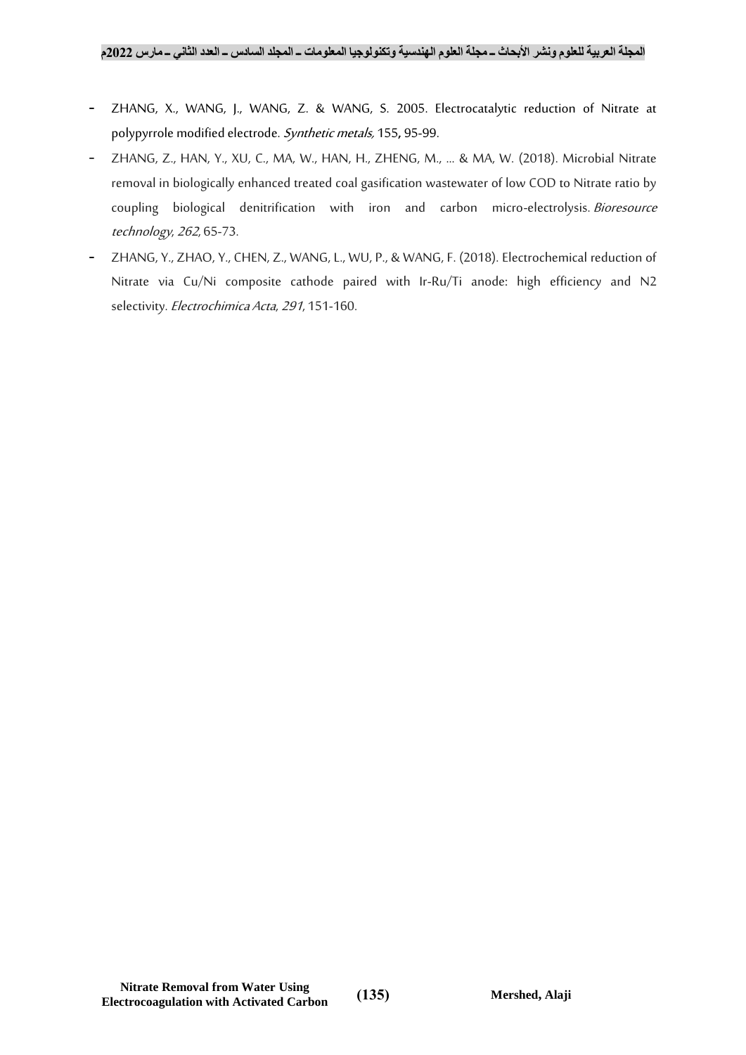- ZHANG, X., WANG, J., WANG, Z. & WANG, S. 2005. Electrocatalytic reduction of Nitrate at polypyrrole modified electrode. *Synthetic metals,* 155**,** 95-99.
- ZHANG, Z., HAN, Y., XU, C., MA, W., HAN, H., ZHENG, M., ... & MA, W. (2018). Microbial Nitrate removal in biologically enhanced treated coal gasification wastewater of low COD to Nitrate ratio by coupling biological denitrification with iron and carbon micro-electrolysis. *Bioresource technology*, *262*, 65-73.
- ZHANG, Y., ZHAO, Y., CHEN, Z., WANG, L., WU, P., & WANG, F. (2018). Electrochemical reduction of Nitrate via Cu/Ni composite cathode paired with Ir-Ru/Ti anode: high efficiency and N2 selectivity. *Electrochimica Acta*, *291*, 151-160.